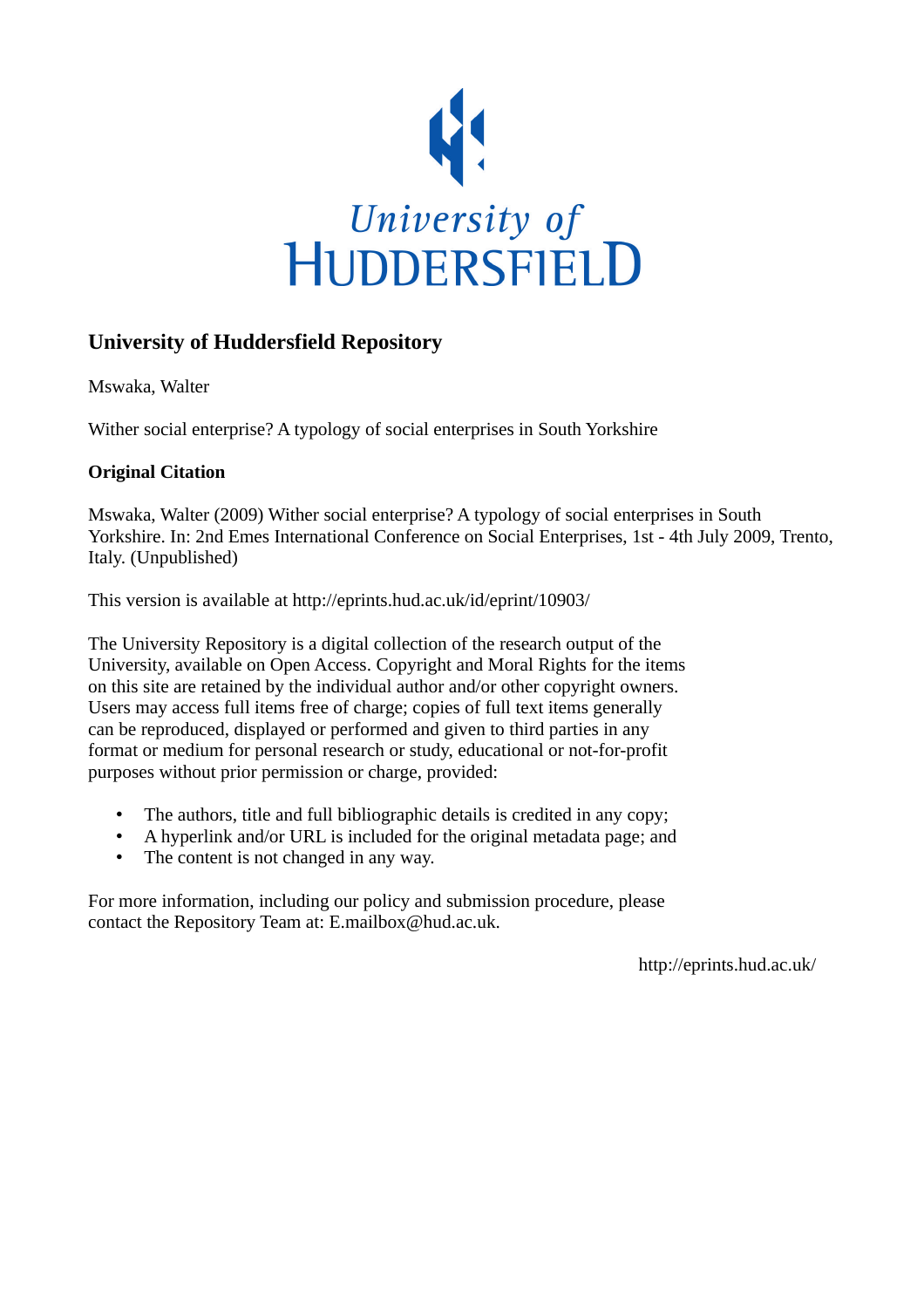University of HUDDERSFIELD

## University of Huddersfield Repository

Mswaka, Walter

Wither social enterprise? A typology of social enterprises in South Yorkshire

### Original Citation

Mswaka, Walter (2009) Wither social enterprise? A typology of social enterprises in South Yorkshire. In: 2nd Emes International Conference on Social Enterprises, 1st - 4th July 2009, Trento, Italy. (Unpublished)

This version is available at http://eprints.hud.ac.uk/id/eprint/10903/

The University Repository is a digital collection of the research output of the University, available on Open Access. Copyright and Moral Rights for the items on this site are retained by the individual author and/or other copyright owners. Users may access full items free of charge; copies of full text items generally can be reproduced, displayed or performed and given to third parties in any format or medium for personal research or study, educational or not-for-profit purposes without prior permission or charge, provided:

- The authors, title and full bibliographic details is credited in any copy;
- A hyperlink and/or URL is included for the original metadata page; and
- The content is not changed in any way.

For more information, including our policy and submission procedure, please contact the Repository Team at: E.mailbox@hud.ac.uk.

http://eprints.hud.ac.uk/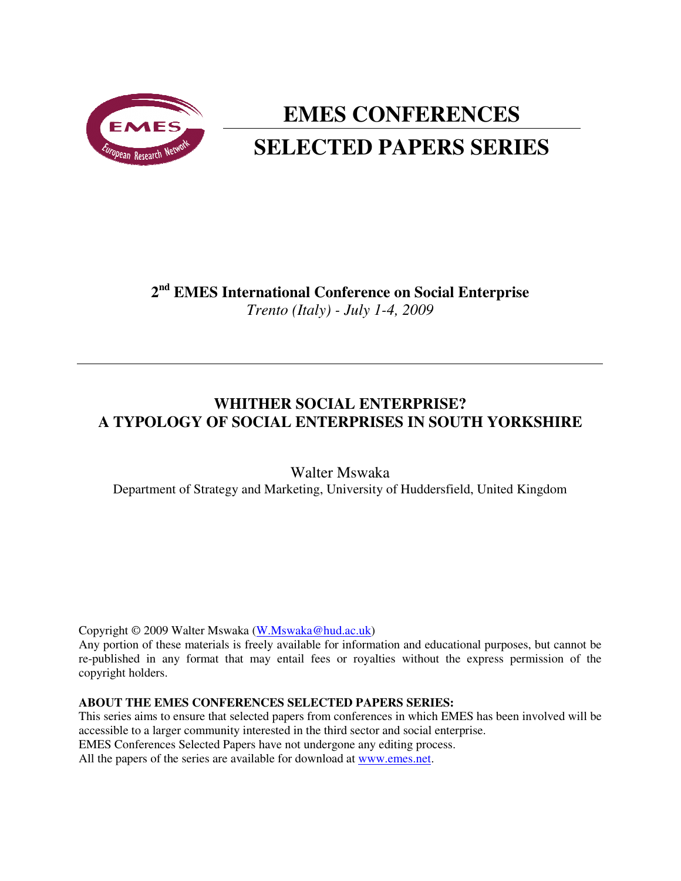# EMES CONFERENCES SELECTED PAPERS SERIES

**2nd EMES International Conference on Social Enterprise**
*Trento (Italy) - July 1-4, 2009*

---

## WHITHER SOCIAL ENTERPRISE? A TYPOLOGY OF SOCIAL ENTERPRISES IN SOUTH YORKSHIRE

Walter Mswaka
Department of Strategy and Marketing, University of Huddersfield, United Kingdom

Copyright © 2009 Walter Mswaka (W.Mswaka@hud.ac.uk)
Any portion of these materials is freely available for information and educational purposes, but cannot be re-published in any format that may entail fees or royalties without the express permission of the copyright holders.

**ABOUT THE EMES CONFERENCES SELECTED PAPERS SERIES:**
This series aims to ensure that selected papers from conferences in which EMES has been involved will be accessible to a larger community interested in the third sector and social enterprise.
EMES Conferences Selected Papers have not undergone any editing process.
All the papers of the series are available for download at www.emes.net.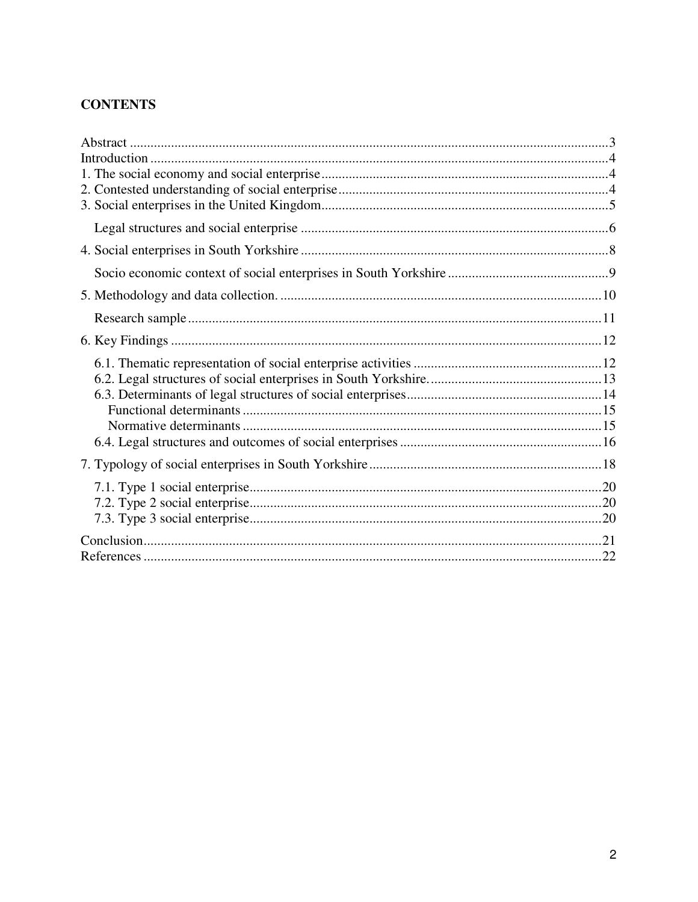## CONTENTS

Abstract ........................................................................................................................... 3
Introduction ..................................................................................................................... 4
1. The social economy and social enterprise .................................................................... 4
2. Contested understanding of social enterprise ............................................................... 4
3. Social enterprises in the United Kingdom .................................................................... 5

  Legal structures and social enterprise .......................................................................... 6

4. Social enterprises in South Yorkshire .......................................................................... 8

  Socio economic context of social enterprises in South Yorkshire ............................................... 9

5. Methodology and data collection. .............................................................................. 10

  Research sample ......................................................................................................... 11

6. Key Findings .............................................................................................................. 12

  6.1. Thematic representation of social enterprise activities ....................................................... 12
  6.2. Legal structures of social enterprises in South Yorkshire. .................................................. 13
  6.3. Determinants of legal structures of social enterprises ......................................................... 14
    Functional determinants ......................................................................................... 15
    Normative determinants ......................................................................................... 15
  6.4. Legal structures and outcomes of social enterprises ........................................................... 16

7. Typology of social enterprises in South Yorkshire .................................................................... 18

  7.1. Type 1 social enterprise ....................................................................................... 20
  7.2. Type 2 social enterprise ....................................................................................... 20
  7.3. Type 3 social enterprise ....................................................................................... 20

Conclusion ...................................................................................................................... 21
References ...................................................................................................................... 22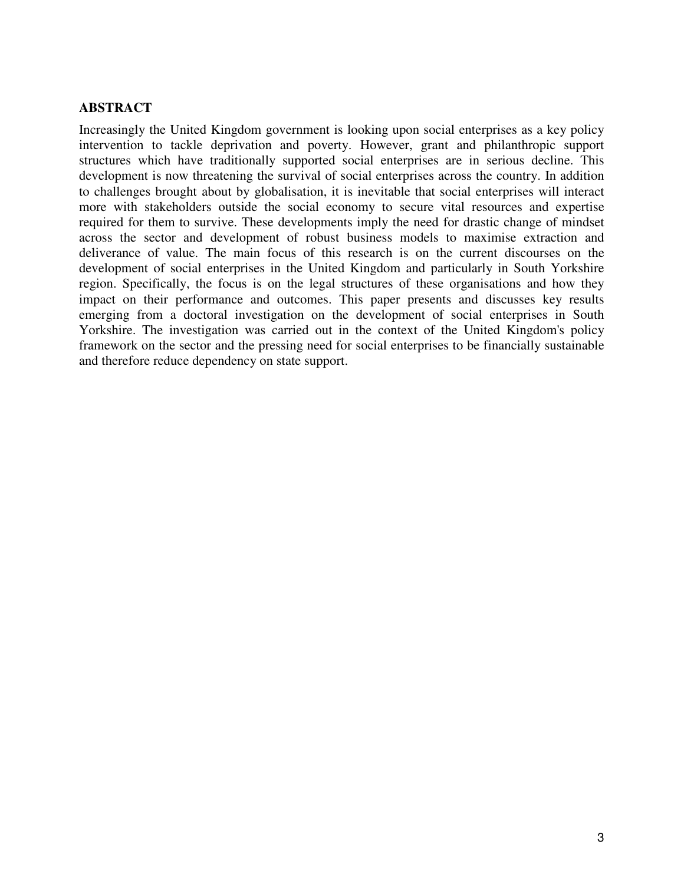## ABSTRACT

Increasingly the United Kingdom government is looking upon social enterprises as a key policy intervention to tackle deprivation and poverty. However, grant and philanthropic support structures which have traditionally supported social enterprises are in serious decline. This development is now threatening the survival of social enterprises across the country. In addition to challenges brought about by globalisation, it is inevitable that social enterprises will interact more with stakeholders outside the social economy to secure vital resources and expertise required for them to survive. These developments imply the need for drastic change of mindset across the sector and development of robust business models to maximise extraction and deliverance of value. The main focus of this research is on the current discourses on the development of social enterprises in the United Kingdom and particularly in South Yorkshire region. Specifically, the focus is on the legal structures of these organisations and how they impact on their performance and outcomes. This paper presents and discusses key results emerging from a doctoral investigation on the development of social enterprises in South Yorkshire. The investigation was carried out in the context of the United Kingdom's policy framework on the sector and the pressing need for social enterprises to be financially sustainable and therefore reduce dependency on state support.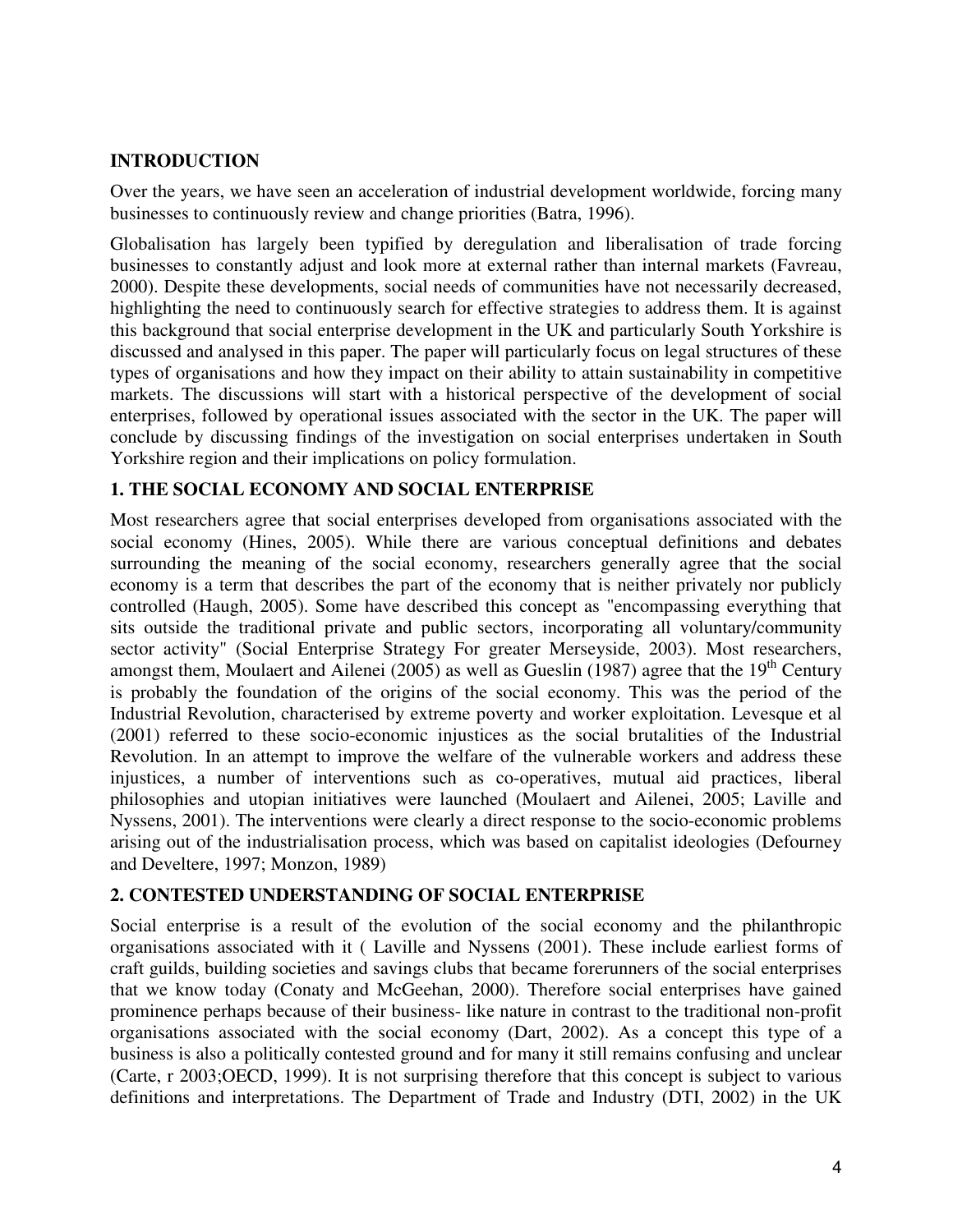## INTRODUCTION

Over the years, we have seen an acceleration of industrial development worldwide, forcing many businesses to continuously review and change priorities (Batra, 1996).

Globalisation has largely been typified by deregulation and liberalisation of trade forcing businesses to constantly adjust and look more at external rather than internal markets (Favreau, 2000). Despite these developments, social needs of communities have not necessarily decreased, highlighting the need to continuously search for effective strategies to address them. It is against this background that social enterprise development in the UK and particularly South Yorkshire is discussed and analysed in this paper. The paper will particularly focus on legal structures of these types of organisations and how they impact on their ability to attain sustainability in competitive markets. The discussions will start with a historical perspective of the development of social enterprises, followed by operational issues associated with the sector in the UK. The paper will conclude by discussing findings of the investigation on social enterprises undertaken in South Yorkshire region and their implications on policy formulation.

## 1. THE SOCIAL ECONOMY AND SOCIAL ENTERPRISE

Most researchers agree that social enterprises developed from organisations associated with the social economy (Hines, 2005). While there are various conceptual definitions and debates surrounding the meaning of the social economy, researchers generally agree that the social economy is a term that describes the part of the economy that is neither privately nor publicly controlled (Haugh, 2005). Some have described this concept as "encompassing everything that sits outside the traditional private and public sectors, incorporating all voluntary/community sector activity" (Social Enterprise Strategy For greater Merseyside, 2003). Most researchers, amongst them, Moulaert and Ailenei (2005) as well as Gueslin (1987) agree that the 19th Century is probably the foundation of the origins of the social economy. This was the period of the Industrial Revolution, characterised by extreme poverty and worker exploitation. Levesque et al (2001) referred to these socio-economic injustices as the social brutalities of the Industrial Revolution. In an attempt to improve the welfare of the vulnerable workers and address these injustices, a number of interventions such as co-operatives, mutual aid practices, liberal philosophies and utopian initiatives were launched (Moulaert and Ailenei, 2005; Laville and Nyssens, 2001). The interventions were clearly a direct response to the socio-economic problems arising out of the industrialisation process, which was based on capitalist ideologies (Defourney and Develtere, 1997; Monzon, 1989)

## 2. CONTESTED UNDERSTANDING OF SOCIAL ENTERPRISE

Social enterprise is a result of the evolution of the social economy and the philanthropic organisations associated with it ( Laville and Nyssens (2001). These include earliest forms of craft guilds, building societies and savings clubs that became forerunners of the social enterprises that we know today (Conaty and McGeehan, 2000). Therefore social enterprises have gained prominence perhaps because of their business- like nature in contrast to the traditional non-profit organisations associated with the social economy (Dart, 2002). As a concept this type of a business is also a politically contested ground and for many it still remains confusing and unclear (Carte, r 2003;OECD, 1999). It is not surprising therefore that this concept is subject to various definitions and interpretations. The Department of Trade and Industry (DTI, 2002) in the UK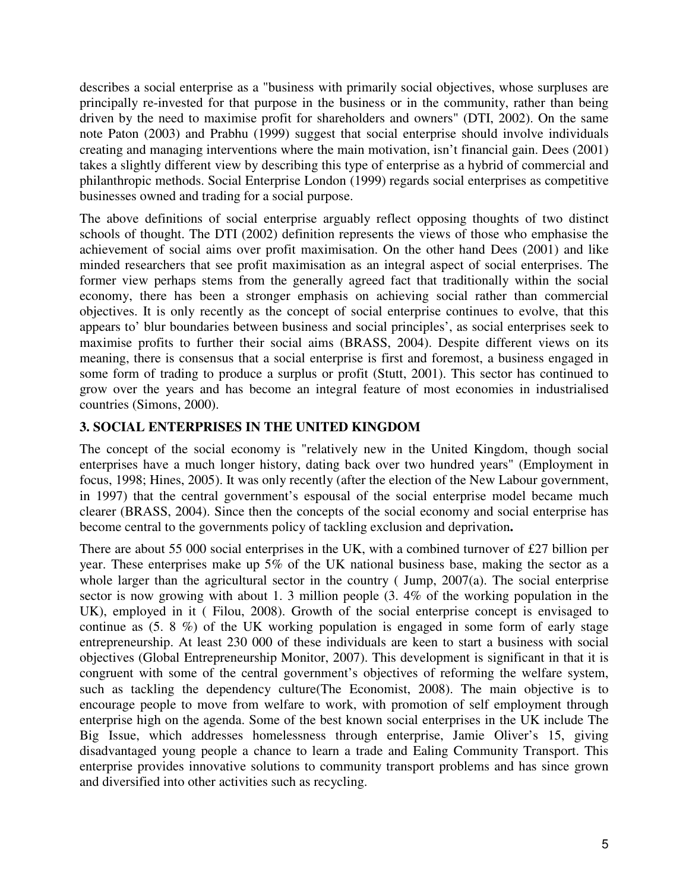describes a social enterprise as a "business with primarily social objectives, whose surpluses are principally re-invested for that purpose in the business or in the community, rather than being driven by the need to maximise profit for shareholders and owners" (DTI, 2002). On the same note Paton (2003) and Prabhu (1999) suggest that social enterprise should involve individuals creating and managing interventions where the main motivation, isn't financial gain. Dees (2001) takes a slightly different view by describing this type of enterprise as a hybrid of commercial and philanthropic methods. Social Enterprise London (1999) regards social enterprises as competitive businesses owned and trading for a social purpose.

The above definitions of social enterprise arguably reflect opposing thoughts of two distinct schools of thought. The DTI (2002) definition represents the views of those who emphasise the achievement of social aims over profit maximisation. On the other hand Dees (2001) and like minded researchers that see profit maximisation as an integral aspect of social enterprises. The former view perhaps stems from the generally agreed fact that traditionally within the social economy, there has been a stronger emphasis on achieving social rather than commercial objectives. It is only recently as the concept of social enterprise continues to evolve, that this appears to' blur boundaries between business and social principles', as social enterprises seek to maximise profits to further their social aims (BRASS, 2004). Despite different views on its meaning, there is consensus that a social enterprise is first and foremost, a business engaged in some form of trading to produce a surplus or profit (Stutt, 2001). This sector has continued to grow over the years and has become an integral feature of most economies in industrialised countries (Simons, 2000).

## 3. SOCIAL ENTERPRISES IN THE UNITED KINGDOM

The concept of the social economy is "relatively new in the United Kingdom, though social enterprises have a much longer history, dating back over two hundred years" (Employment in focus, 1998; Hines, 2005). It was only recently (after the election of the New Labour government, in 1997) that the central government's espousal of the social enterprise model became much clearer (BRASS, 2004). Since then the concepts of the social economy and social enterprise has become central to the governments policy of tackling exclusion and deprivation**.**

There are about 55 000 social enterprises in the UK, with a combined turnover of £27 billion per year. These enterprises make up 5% of the UK national business base, making the sector as a whole larger than the agricultural sector in the country ( Jump, 2007(a). The social enterprise sector is now growing with about 1. 3 million people (3. 4% of the working population in the UK), employed in it ( Filou, 2008). Growth of the social enterprise concept is envisaged to continue as (5. 8 %) of the UK working population is engaged in some form of early stage entrepreneurship. At least 230 000 of these individuals are keen to start a business with social objectives (Global Entrepreneurship Monitor, 2007). This development is significant in that it is congruent with some of the central government's objectives of reforming the welfare system, such as tackling the dependency culture(The Economist, 2008). The main objective is to encourage people to move from welfare to work, with promotion of self employment through enterprise high on the agenda. Some of the best known social enterprises in the UK include The Big Issue, which addresses homelessness through enterprise, Jamie Oliver's 15, giving disadvantaged young people a chance to learn a trade and Ealing Community Transport. This enterprise provides innovative solutions to community transport problems and has since grown and diversified into other activities such as recycling.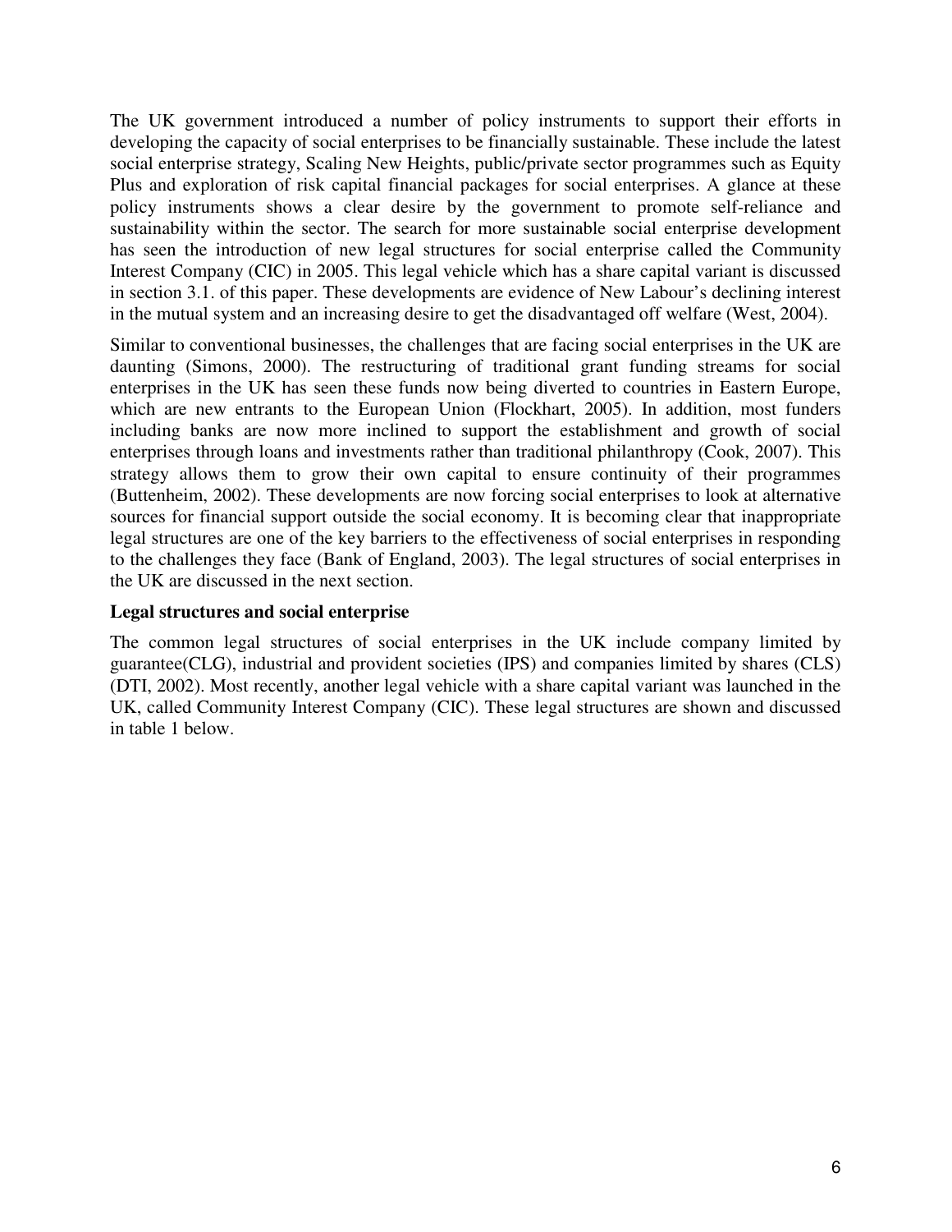The UK government introduced a number of policy instruments to support their efforts in developing the capacity of social enterprises to be financially sustainable. These include the latest social enterprise strategy, Scaling New Heights, public/private sector programmes such as Equity Plus and exploration of risk capital financial packages for social enterprises. A glance at these policy instruments shows a clear desire by the government to promote self-reliance and sustainability within the sector. The search for more sustainable social enterprise development has seen the introduction of new legal structures for social enterprise called the Community Interest Company (CIC) in 2005. This legal vehicle which has a share capital variant is discussed in section 3.1. of this paper. These developments are evidence of New Labour's declining interest in the mutual system and an increasing desire to get the disadvantaged off welfare (West, 2004).

Similar to conventional businesses, the challenges that are facing social enterprises in the UK are daunting (Simons, 2000). The restructuring of traditional grant funding streams for social enterprises in the UK has seen these funds now being diverted to countries in Eastern Europe, which are new entrants to the European Union (Flockhart, 2005). In addition, most funders including banks are now more inclined to support the establishment and growth of social enterprises through loans and investments rather than traditional philanthropy (Cook, 2007). This strategy allows them to grow their own capital to ensure continuity of their programmes (Buttenheim, 2002). These developments are now forcing social enterprises to look at alternative sources for financial support outside the social economy. It is becoming clear that inappropriate legal structures are one of the key barriers to the effectiveness of social enterprises in responding to the challenges they face (Bank of England, 2003). The legal structures of social enterprises in the UK are discussed in the next section.

**Legal structures and social enterprise**

The common legal structures of social enterprises in the UK include company limited by guarantee(CLG), industrial and provident societies (IPS) and companies limited by shares (CLS) (DTI, 2002). Most recently, another legal vehicle with a share capital variant was launched in the UK, called Community Interest Company (CIC). These legal structures are shown and discussed in table 1 below.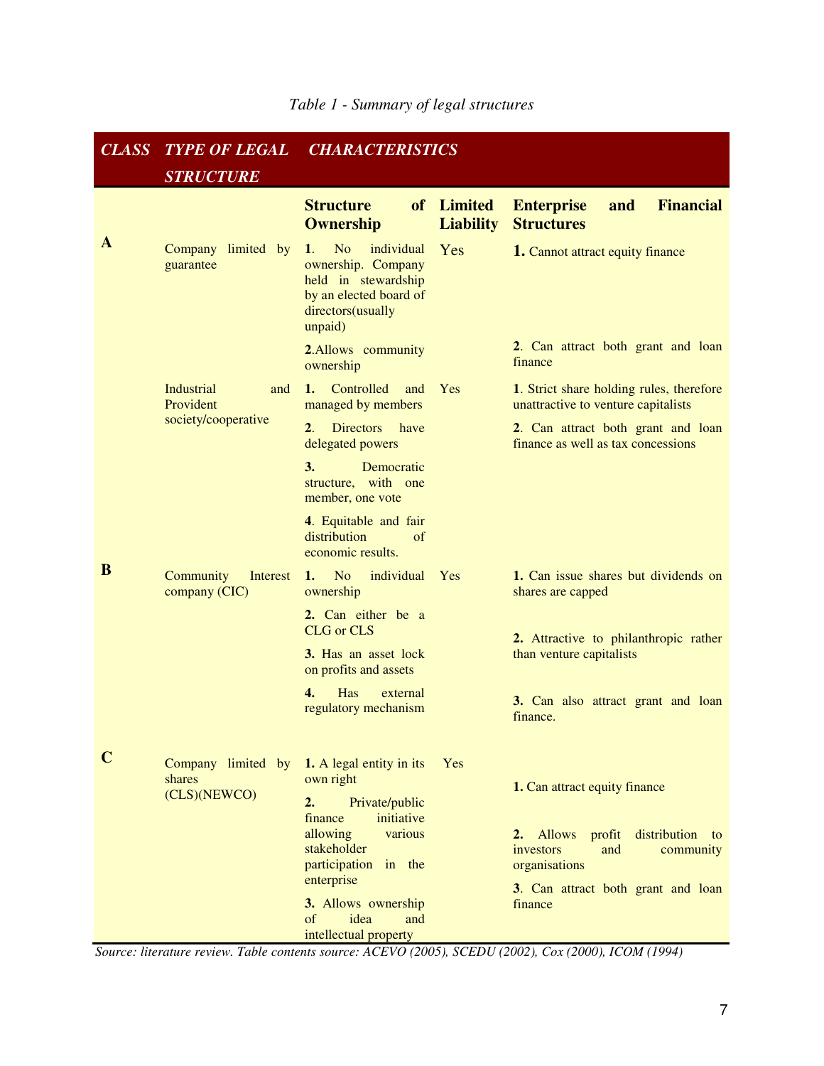*Table 1 - Summary of legal structures*

| *CLASS* | *TYPE OF LEGAL STRUCTURE* | *CHARACTERISTICS* | | |
|---|---|---|---|---|
| | | **Structure of Ownership** | **Limited Liability** | **Enterprise and Financial Structures** |
| **A** | Company limited by guarantee | **1**. No individual ownership. Company held in stewardship by an elected board of directors(usually unpaid) | Yes | **1.** Cannot attract equity finance |
| | | **2**.Allows community ownership | | **2**. Can attract both grant and loan finance |
| | Industrial and Provident society/cooperative | **1**. Controlled and managed by members | Yes | **1**. Strict share holding rules, therefore unattractive to venture capitalists |
| | | **2**. Directors have delegated powers | | **2**. Can attract both grant and loan finance as well as tax concessions |
| | | **3.** Democratic structure, with one member, one vote | | |
| | | **4**. Equitable and fair distribution of economic results. | | |
| **B** | Community Interest company (CIC) | **1.** No individual ownership | Yes | **1.** Can issue shares but dividends on shares are capped |
| | | **2.** Can either be a CLG or CLS | | **2.** Attractive to philanthropic rather than venture capitalists |
| | | **3.** Has an asset lock on profits and assets | | |
| | | **4.** Has external regulatory mechanism | | **3.** Can also attract grant and loan finance. |
| **C** | Company limited by shares (CLS)(NEWCO) | **1.** A legal entity in its own right | Yes | **1.** Can attract equity finance |
| | | **2.** Private/public finance initiative allowing various stakeholder participation in the enterprise | | **2.** Allows profit distribution to investors and community organisations |
| | | **3.** Allows ownership of idea and intellectual property | | **3**. Can attract both grant and loan finance |

*Source: literature review. Table contents source: ACEVO (2005), SCEDU (2002), Cox (2000), ICOM (1994)*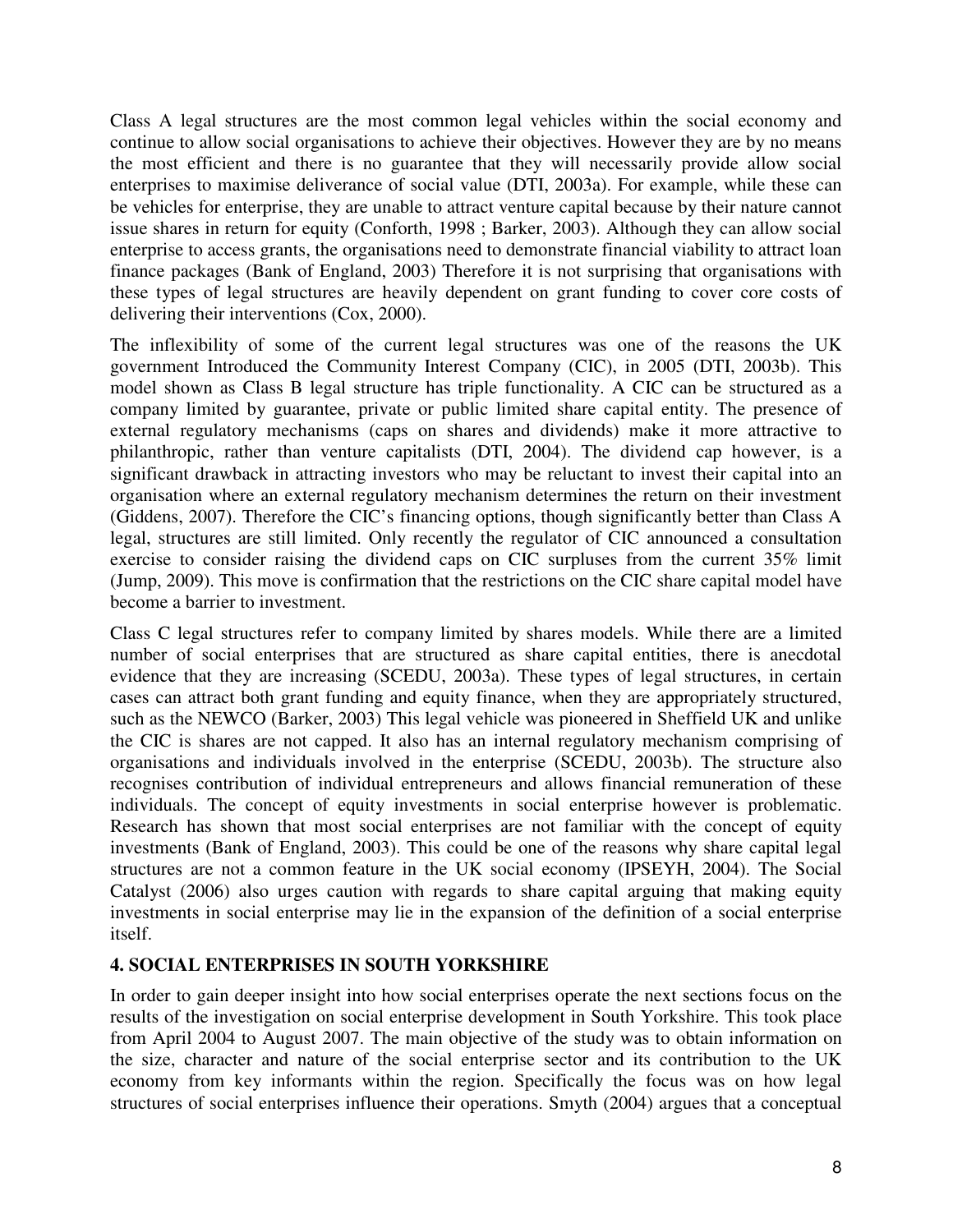Class A legal structures are the most common legal vehicles within the social economy and continue to allow social organisations to achieve their objectives. However they are by no means the most efficient and there is no guarantee that they will necessarily provide allow social enterprises to maximise deliverance of social value (DTI, 2003a). For example, while these can be vehicles for enterprise, they are unable to attract venture capital because by their nature cannot issue shares in return for equity (Conforth, 1998 ; Barker, 2003). Although they can allow social enterprise to access grants, the organisations need to demonstrate financial viability to attract loan finance packages (Bank of England, 2003) Therefore it is not surprising that organisations with these types of legal structures are heavily dependent on grant funding to cover core costs of delivering their interventions (Cox, 2000).

The inflexibility of some of the current legal structures was one of the reasons the UK government Introduced the Community Interest Company (CIC), in 2005 (DTI, 2003b). This model shown as Class B legal structure has triple functionality. A CIC can be structured as a company limited by guarantee, private or public limited share capital entity. The presence of external regulatory mechanisms (caps on shares and dividends) make it more attractive to philanthropic, rather than venture capitalists (DTI, 2004). The dividend cap however, is a significant drawback in attracting investors who may be reluctant to invest their capital into an organisation where an external regulatory mechanism determines the return on their investment (Giddens, 2007). Therefore the CIC's financing options, though significantly better than Class A legal, structures are still limited. Only recently the regulator of CIC announced a consultation exercise to consider raising the dividend caps on CIC surpluses from the current 35% limit (Jump, 2009). This move is confirmation that the restrictions on the CIC share capital model have become a barrier to investment.

Class C legal structures refer to company limited by shares models. While there are a limited number of social enterprises that are structured as share capital entities, there is anecdotal evidence that they are increasing (SCEDU, 2003a). These types of legal structures, in certain cases can attract both grant funding and equity finance, when they are appropriately structured, such as the NEWCO (Barker, 2003) This legal vehicle was pioneered in Sheffield UK and unlike the CIC is shares are not capped. It also has an internal regulatory mechanism comprising of organisations and individuals involved in the enterprise (SCEDU, 2003b). The structure also recognises contribution of individual entrepreneurs and allows financial remuneration of these individuals. The concept of equity investments in social enterprise however is problematic. Research has shown that most social enterprises are not familiar with the concept of equity investments (Bank of England, 2003). This could be one of the reasons why share capital legal structures are not a common feature in the UK social economy (IPSEYH, 2004). The Social Catalyst (2006) also urges caution with regards to share capital arguing that making equity investments in social enterprise may lie in the expansion of the definition of a social enterprise itself.

## 4. SOCIAL ENTERPRISES IN SOUTH YORKSHIRE

In order to gain deeper insight into how social enterprises operate the next sections focus on the results of the investigation on social enterprise development in South Yorkshire. This took place from April 2004 to August 2007. The main objective of the study was to obtain information on the size, character and nature of the social enterprise sector and its contribution to the UK economy from key informants within the region. Specifically the focus was on how legal structures of social enterprises influence their operations. Smyth (2004) argues that a conceptual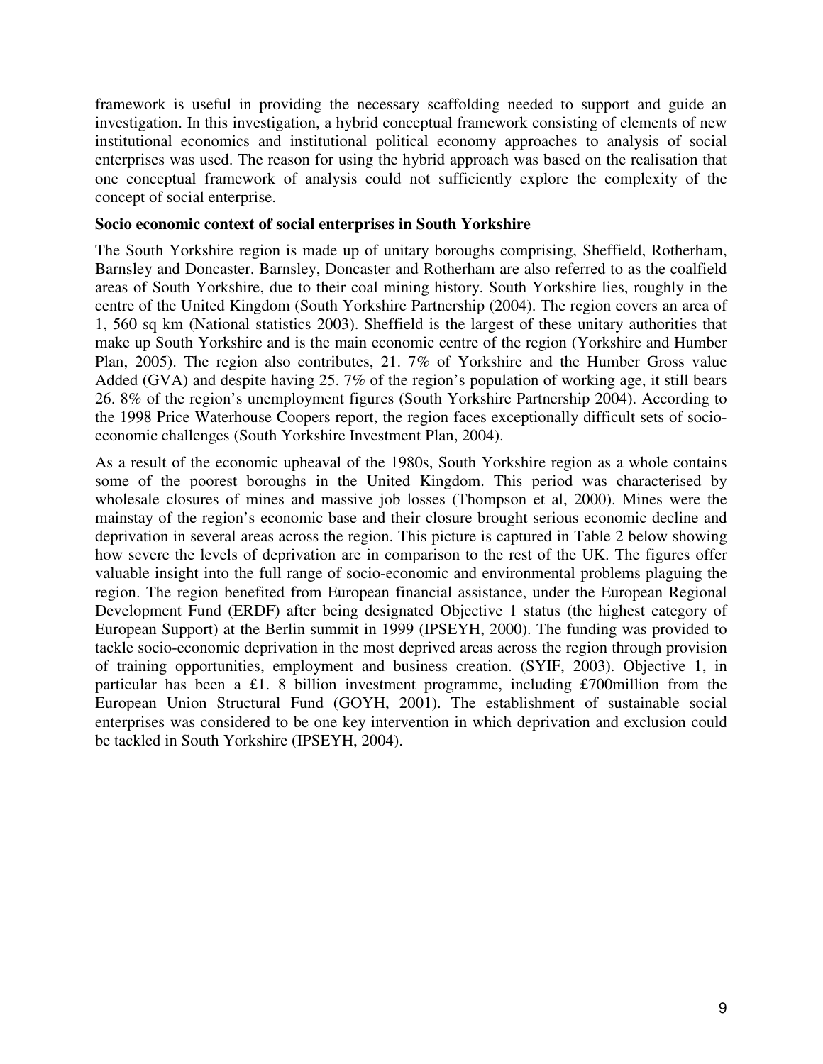framework is useful in providing the necessary scaffolding needed to support and guide an investigation. In this investigation, a hybrid conceptual framework consisting of elements of new institutional economics and institutional political economy approaches to analysis of social enterprises was used. The reason for using the hybrid approach was based on the realisation that one conceptual framework of analysis could not sufficiently explore the complexity of the concept of social enterprise.

**Socio economic context of social enterprises in South Yorkshire**

The South Yorkshire region is made up of unitary boroughs comprising, Sheffield, Rotherham, Barnsley and Doncaster. Barnsley, Doncaster and Rotherham are also referred to as the coalfield areas of South Yorkshire, due to their coal mining history. South Yorkshire lies, roughly in the centre of the United Kingdom (South Yorkshire Partnership (2004). The region covers an area of 1, 560 sq km (National statistics 2003). Sheffield is the largest of these unitary authorities that make up South Yorkshire and is the main economic centre of the region (Yorkshire and Humber Plan, 2005). The region also contributes, 21. 7% of Yorkshire and the Humber Gross value Added (GVA) and despite having 25. 7% of the region's population of working age, it still bears 26. 8% of the region's unemployment figures (South Yorkshire Partnership 2004). According to the 1998 Price Waterhouse Coopers report, the region faces exceptionally difficult sets of socio-economic challenges (South Yorkshire Investment Plan, 2004).

As a result of the economic upheaval of the 1980s, South Yorkshire region as a whole contains some of the poorest boroughs in the United Kingdom. This period was characterised by wholesale closures of mines and massive job losses (Thompson et al, 2000). Mines were the mainstay of the region's economic base and their closure brought serious economic decline and deprivation in several areas across the region. This picture is captured in Table 2 below showing how severe the levels of deprivation are in comparison to the rest of the UK. The figures offer valuable insight into the full range of socio-economic and environmental problems plaguing the region. The region benefited from European financial assistance, under the European Regional Development Fund (ERDF) after being designated Objective 1 status (the highest category of European Support) at the Berlin summit in 1999 (IPSEYH, 2000). The funding was provided to tackle socio-economic deprivation in the most deprived areas across the region through provision of training opportunities, employment and business creation. (SYIF, 2003). Objective 1, in particular has been a £1. 8 billion investment programme, including £700million from the European Union Structural Fund (GOYH, 2001). The establishment of sustainable social enterprises was considered to be one key intervention in which deprivation and exclusion could be tackled in South Yorkshire (IPSEYH, 2004).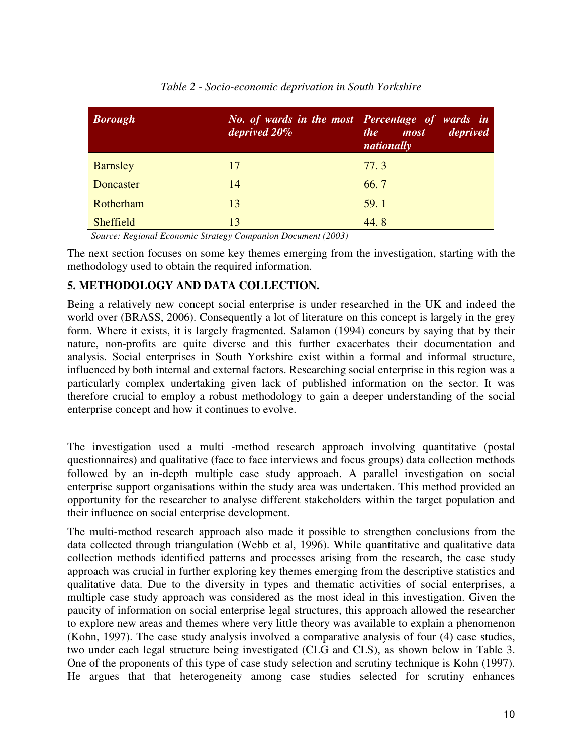*Table 2 - Socio-economic deprivation in South Yorkshire*

| *Borough* | *No. of wards in the most deprived 20%* | *Percentage of wards in the most deprived nationally* |
|---|---|---|
| Barnsley | 17 | 77. 3 |
| Doncaster | 14 | 66. 7 |
| Rotherham | 13 | 59. 1 |
| Sheffield | 13 | 44. 8 |

*Source: Regional Economic Strategy Companion Document (2003)*

The next section focuses on some key themes emerging from the investigation, starting with the methodology used to obtain the required information.

## 5. METHODOLOGY AND DATA COLLECTION.

Being a relatively new concept social enterprise is under researched in the UK and indeed the world over (BRASS, 2006). Consequently a lot of literature on this concept is largely in the grey form. Where it exists, it is largely fragmented. Salamon (1994) concurs by saying that by their nature, non-profits are quite diverse and this further exacerbates their documentation and analysis. Social enterprises in South Yorkshire exist within a formal and informal structure, influenced by both internal and external factors. Researching social enterprise in this region was a particularly complex undertaking given lack of published information on the sector. It was therefore crucial to employ a robust methodology to gain a deeper understanding of the social enterprise concept and how it continues to evolve.

The investigation used a multi -method research approach involving quantitative (postal questionnaires) and qualitative (face to face interviews and focus groups) data collection methods followed by an in-depth multiple case study approach. A parallel investigation on social enterprise support organisations within the study area was undertaken. This method provided an opportunity for the researcher to analyse different stakeholders within the target population and their influence on social enterprise development.

The multi-method research approach also made it possible to strengthen conclusions from the data collected through triangulation (Webb et al, 1996). While quantitative and qualitative data collection methods identified patterns and processes arising from the research, the case study approach was crucial in further exploring key themes emerging from the descriptive statistics and qualitative data. Due to the diversity in types and thematic activities of social enterprises, a multiple case study approach was considered as the most ideal in this investigation. Given the paucity of information on social enterprise legal structures, this approach allowed the researcher to explore new areas and themes where very little theory was available to explain a phenomenon (Kohn, 1997). The case study analysis involved a comparative analysis of four (4) case studies, two under each legal structure being investigated (CLG and CLS), as shown below in Table 3. One of the proponents of this type of case study selection and scrutiny technique is Kohn (1997). He argues that that heterogeneity among case studies selected for scrutiny enhances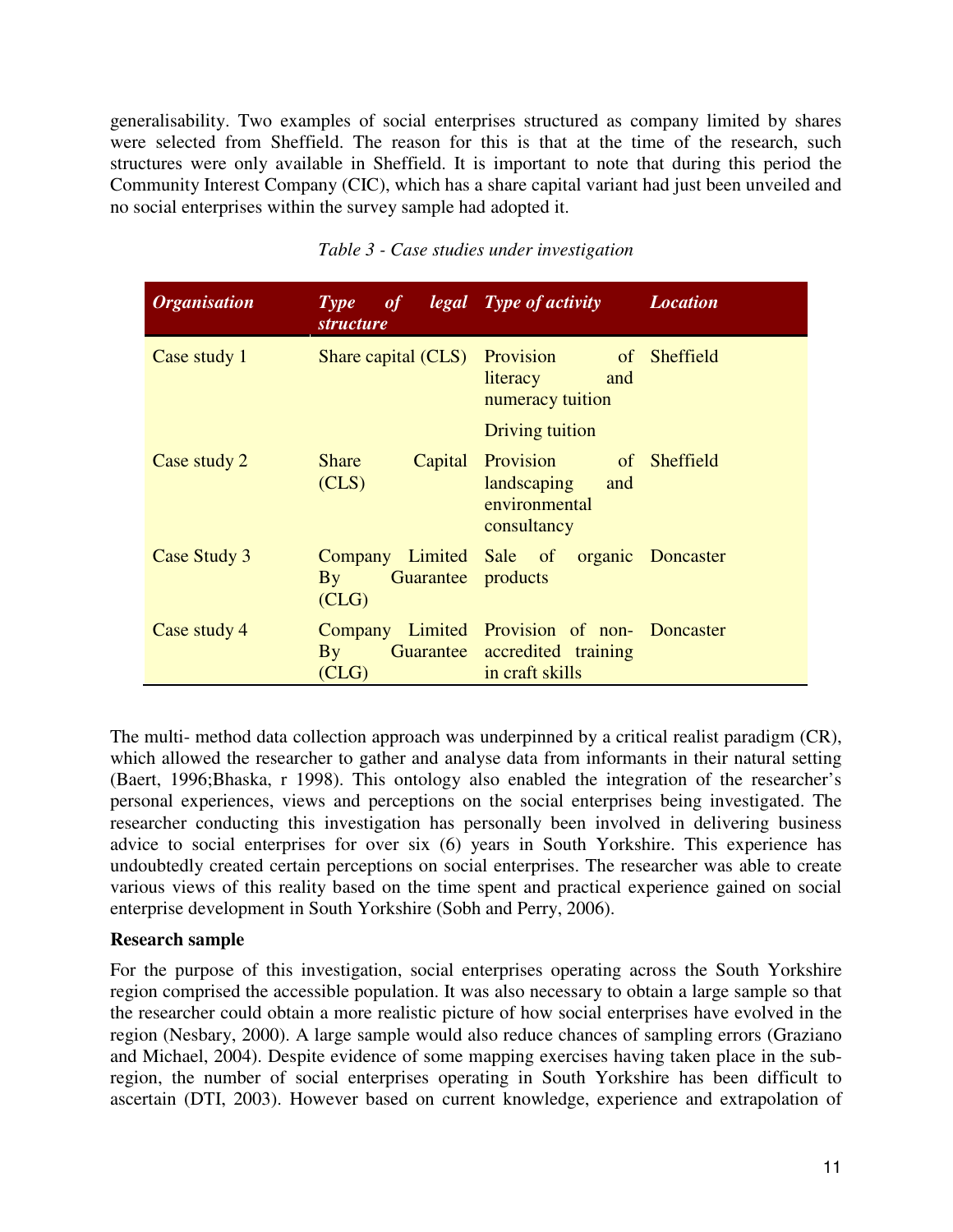generalisability. Two examples of social enterprises structured as company limited by shares were selected from Sheffield. The reason for this is that at the time of the research, such structures were only available in Sheffield. It is important to note that during this period the Community Interest Company (CIC), which has a share capital variant had just been unveiled and no social enterprises within the survey sample had adopted it.

*Table 3 - Case studies under investigation*

| *Organisation* | *Type of legal structure* | *Type of activity* | *Location* |
|---|---|---|---|
| Case study 1 | Share capital (CLS) | Provision of literacy and numeracy tuition<br>Driving tuition | Sheffield |
| Case study 2 | Share Capital (CLS) | Provision of landscaping and environmental consultancy | Sheffield |
| Case Study 3 | Company Limited By Guarantee (CLG) | Sale of organic products | Doncaster |
| Case study 4 | Company Limited By Guarantee (CLG) | Provision of non-accredited training in craft skills | Doncaster |

The multi- method data collection approach was underpinned by a critical realist paradigm (CR), which allowed the researcher to gather and analyse data from informants in their natural setting (Baert, 1996;Bhaska, r 1998). This ontology also enabled the integration of the researcher's personal experiences, views and perceptions on the social enterprises being investigated. The researcher conducting this investigation has personally been involved in delivering business advice to social enterprises for over six (6) years in South Yorkshire. This experience has undoubtedly created certain perceptions on social enterprises. The researcher was able to create various views of this reality based on the time spent and practical experience gained on social enterprise development in South Yorkshire (Sobh and Perry, 2006).

**Research sample**

For the purpose of this investigation, social enterprises operating across the South Yorkshire region comprised the accessible population. It was also necessary to obtain a large sample so that the researcher could obtain a more realistic picture of how social enterprises have evolved in the region (Nesbary, 2000). A large sample would also reduce chances of sampling errors (Graziano and Michael, 2004). Despite evidence of some mapping exercises having taken place in the sub-region, the number of social enterprises operating in South Yorkshire has been difficult to ascertain (DTI, 2003). However based on current knowledge, experience and extrapolation of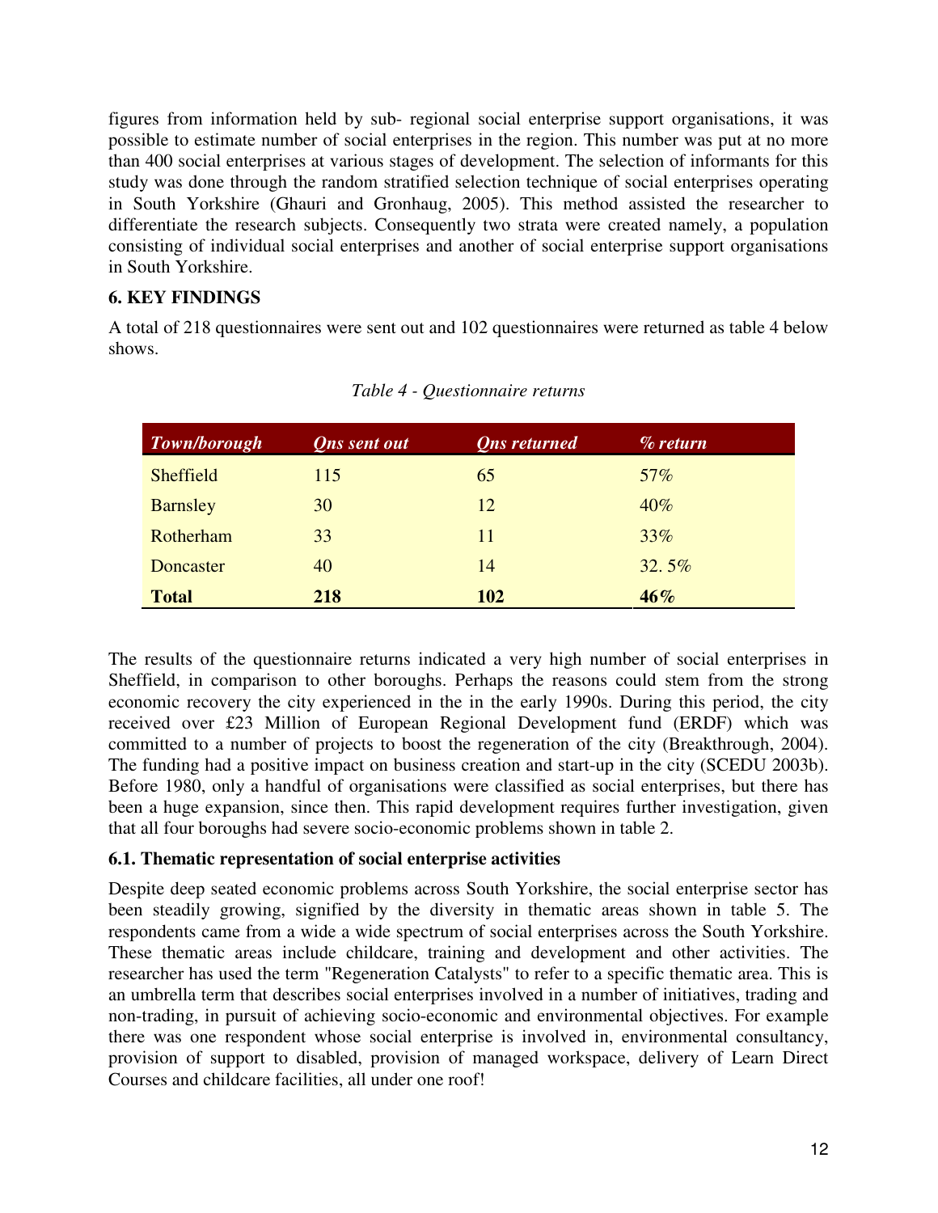figures from information held by sub- regional social enterprise support organisations, it was possible to estimate number of social enterprises in the region. This number was put at no more than 400 social enterprises at various stages of development. The selection of informants for this study was done through the random stratified selection technique of social enterprises operating in South Yorkshire (Ghauri and Gronhaug, 2005). This method assisted the researcher to differentiate the research subjects. Consequently two strata were created namely, a population consisting of individual social enterprises and another of social enterprise support organisations in South Yorkshire.

## 6. KEY FINDINGS

A total of 218 questionnaires were sent out and 102 questionnaires were returned as table 4 below shows.

*Table 4 - Questionnaire returns*

| *Town/borough* | *Qns sent out* | *Qns returned* | *% return* |
|---|---|---|---|
| Sheffield | 115 | 65 | 57% |
| Barnsley | 30 | 12 | 40% |
| Rotherham | 33 | 11 | 33% |
| Doncaster | 40 | 14 | 32. 5% |
| **Total** | **218** | **102** | **46%** |

The results of the questionnaire returns indicated a very high number of social enterprises in Sheffield, in comparison to other boroughs. Perhaps the reasons could stem from the strong economic recovery the city experienced in the in the early 1990s. During this period, the city received over £23 Million of European Regional Development fund (ERDF) which was committed to a number of projects to boost the regeneration of the city (Breakthrough, 2004). The funding had a positive impact on business creation and start-up in the city (SCEDU 2003b). Before 1980, only a handful of organisations were classified as social enterprises, but there has been a huge expansion, since then. This rapid development requires further investigation, given that all four boroughs had severe socio-economic problems shown in table 2.

### 6.1. Thematic representation of social enterprise activities

Despite deep seated economic problems across South Yorkshire, the social enterprise sector has been steadily growing, signified by the diversity in thematic areas shown in table 5. The respondents came from a wide a wide spectrum of social enterprises across the South Yorkshire. These thematic areas include childcare, training and development and other activities. The researcher has used the term "Regeneration Catalysts" to refer to a specific thematic area. This is an umbrella term that describes social enterprises involved in a number of initiatives, trading and non-trading, in pursuit of achieving socio-economic and environmental objectives. For example there was one respondent whose social enterprise is involved in, environmental consultancy, provision of support to disabled, provision of managed workspace, delivery of Learn Direct Courses and childcare facilities, all under one roof!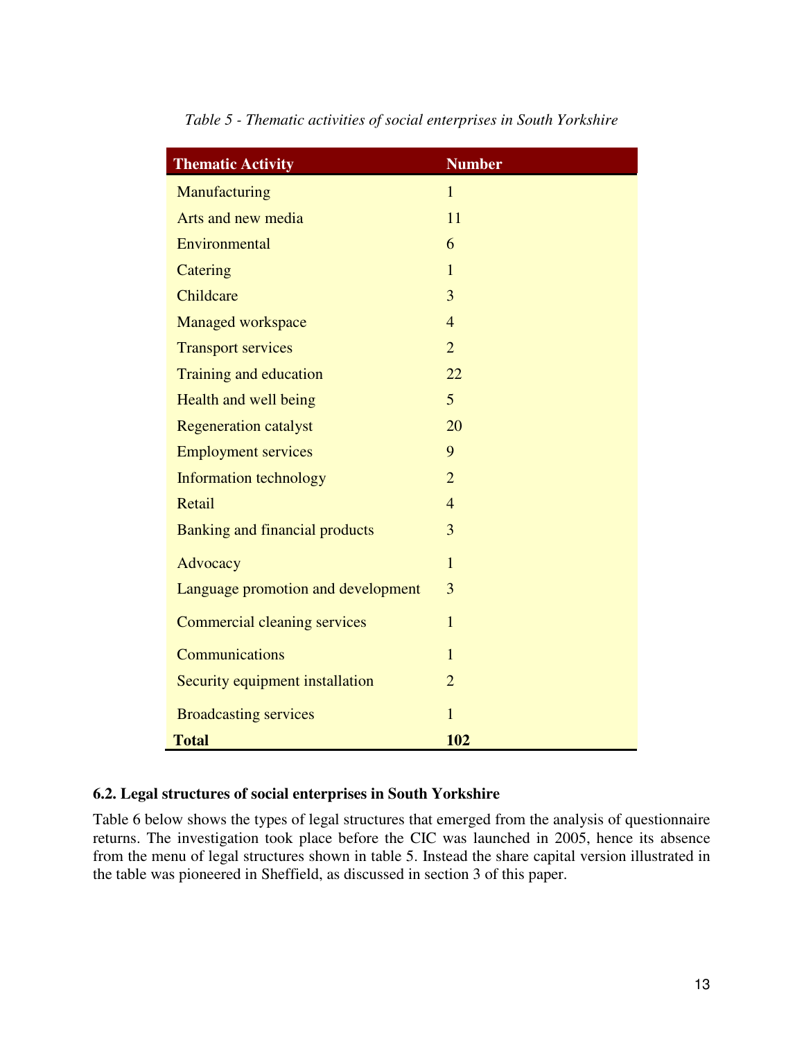*Table 5 - Thematic activities of social enterprises in South Yorkshire*

| Thematic Activity | Number |
|---|---|
| Manufacturing | 1 |
| Arts and new media | 11 |
| Environmental | 6 |
| Catering | 1 |
| Childcare | 3 |
| Managed workspace | 4 |
| Transport services | 2 |
| Training and education | 22 |
| Health and well being | 5 |
| Regeneration catalyst | 20 |
| Employment services | 9 |
| Information technology | 2 |
| Retail | 4 |
| Banking and financial products | 3 |
| Advocacy | 1 |
| Language promotion and development | 3 |
| Commercial cleaning services | 1 |
| Communications | 1 |
| Security equipment installation | 2 |
| Broadcasting services | 1 |
| **Total** | **102** |

### 6.2. Legal structures of social enterprises in South Yorkshire

Table 6 below shows the types of legal structures that emerged from the analysis of questionnaire returns. The investigation took place before the CIC was launched in 2005, hence its absence from the menu of legal structures shown in table 5. Instead the share capital version illustrated in the table was pioneered in Sheffield, as discussed in section 3 of this paper.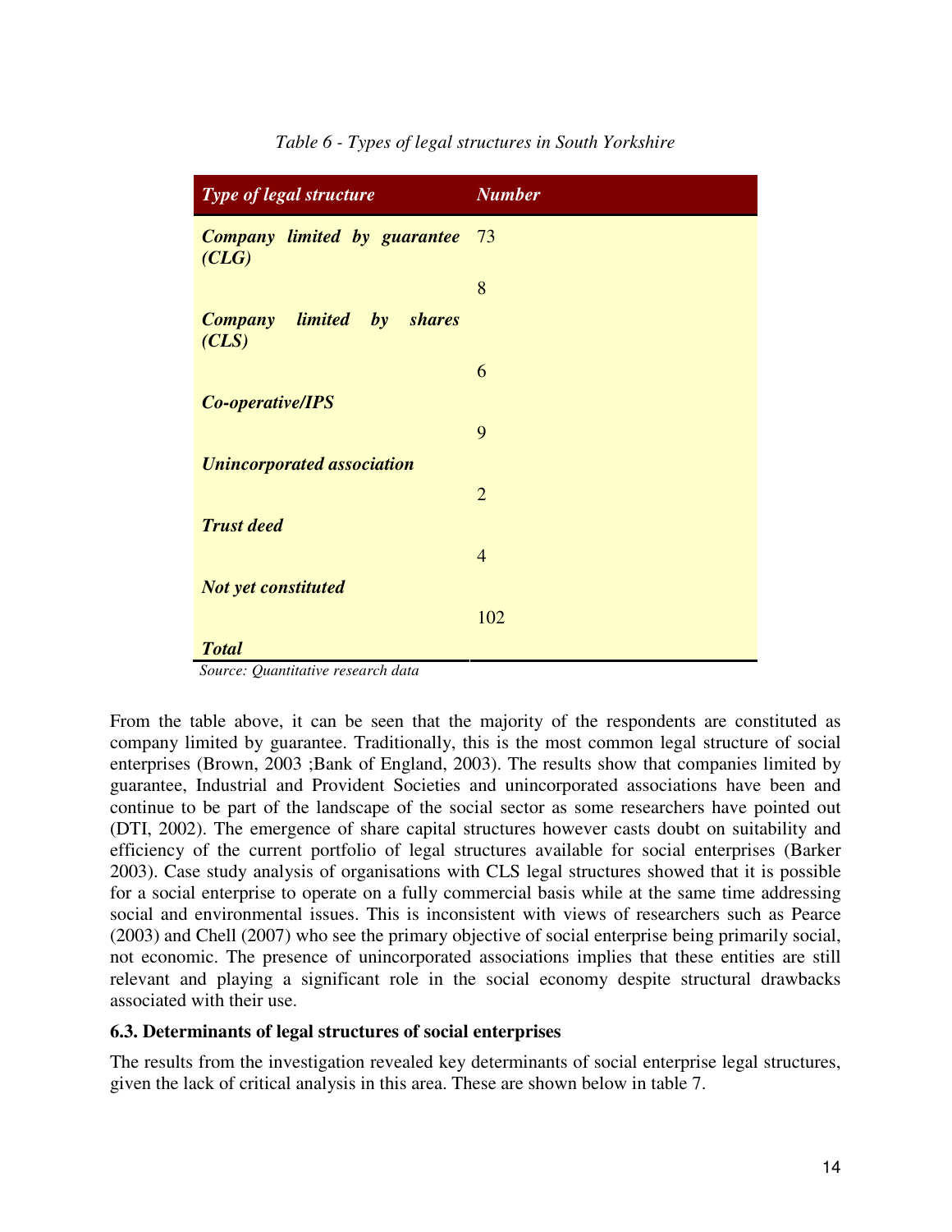*Table 6 - Types of legal structures in South Yorkshire*

| *Type of legal structure* | *Number* |
|---|---|
| ***Company limited by guarantee (CLG)*** | 73 |
| ***Company limited by shares (CLS)*** | 8 |
| ***Co-operative/IPS*** | 6 |
| ***Unincorporated association*** | 9 |
| ***Trust deed*** | 2 |
| ***Not yet constituted*** | 4 |
| ***Total*** | 102 |

*Source: Quantitative research data*

From the table above, it can be seen that the majority of the respondents are constituted as company limited by guarantee. Traditionally, this is the most common legal structure of social enterprises (Brown, 2003 ;Bank of England, 2003). The results show that companies limited by guarantee, Industrial and Provident Societies and unincorporated associations have been and continue to be part of the landscape of the social sector as some researchers have pointed out (DTI, 2002). The emergence of share capital structures however casts doubt on suitability and efficiency of the current portfolio of legal structures available for social enterprises (Barker 2003). Case study analysis of organisations with CLS legal structures showed that it is possible for a social enterprise to operate on a fully commercial basis while at the same time addressing social and environmental issues. This is inconsistent with views of researchers such as Pearce (2003) and Chell (2007) who see the primary objective of social enterprise being primarily social, not economic. The presence of unincorporated associations implies that these entities are still relevant and playing a significant role in the social economy despite structural drawbacks associated with their use.

### 6.3. Determinants of legal structures of social enterprises

The results from the investigation revealed key determinants of social enterprise legal structures, given the lack of critical analysis in this area. These are shown below in table 7.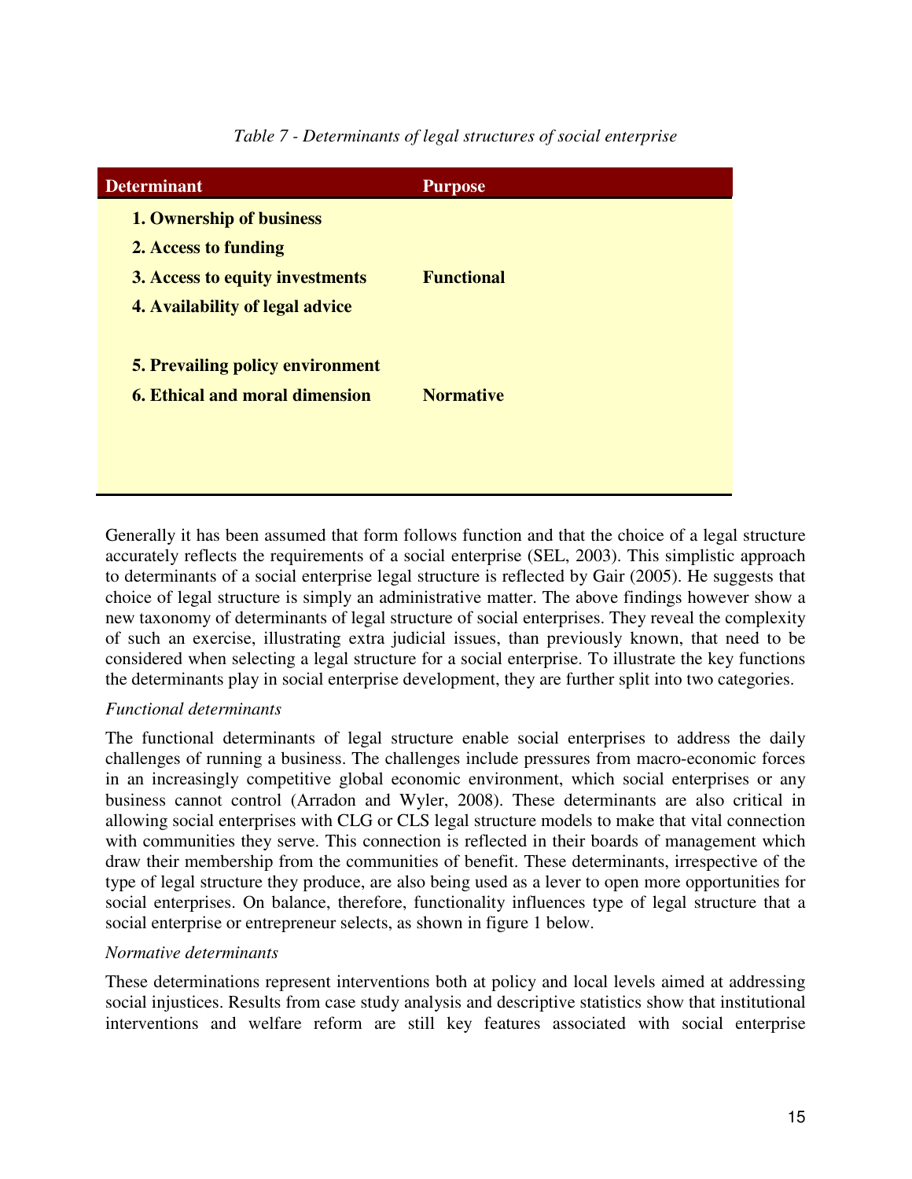*Table 7 - Determinants of legal structures of social enterprise*

| Determinant | Purpose |
|---|---|
| **1. Ownership of business**<br>**2. Access to funding**<br>**3. Access to equity investments**<br>**4. Availability of legal advice** | **Functional** |
| **5. Prevailing policy environment**<br>**6. Ethical and moral dimension** | **Normative** |

Generally it has been assumed that form follows function and that the choice of a legal structure accurately reflects the requirements of a social enterprise (SEL, 2003). This simplistic approach to determinants of a social enterprise legal structure is reflected by Gair (2005). He suggests that choice of legal structure is simply an administrative matter. The above findings however show a new taxonomy of determinants of legal structure of social enterprises. They reveal the complexity of such an exercise, illustrating extra judicial issues, than previously known, that need to be considered when selecting a legal structure for a social enterprise. To illustrate the key functions the determinants play in social enterprise development, they are further split into two categories.

*Functional determinants*

The functional determinants of legal structure enable social enterprises to address the daily challenges of running a business. The challenges include pressures from macro-economic forces in an increasingly competitive global economic environment, which social enterprises or any business cannot control (Arradon and Wyler, 2008). These determinants are also critical in allowing social enterprises with CLG or CLS legal structure models to make that vital connection with communities they serve. This connection is reflected in their boards of management which draw their membership from the communities of benefit. These determinants, irrespective of the type of legal structure they produce, are also being used as a lever to open more opportunities for social enterprises. On balance, therefore, functionality influences type of legal structure that a social enterprise or entrepreneur selects, as shown in figure 1 below.

*Normative determinants*

These determinations represent interventions both at policy and local levels aimed at addressing social injustices. Results from case study analysis and descriptive statistics show that institutional interventions and welfare reform are still key features associated with social enterprise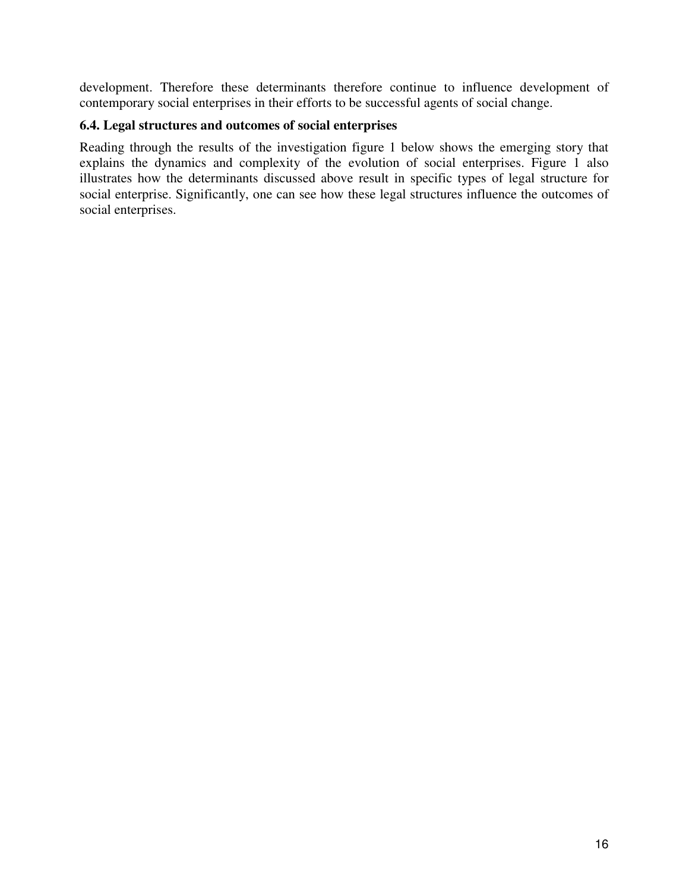development. Therefore these determinants therefore continue to influence development of contemporary social enterprises in their efforts to be successful agents of social change.

### 6.4. Legal structures and outcomes of social enterprises

Reading through the results of the investigation figure 1 below shows the emerging story that explains the dynamics and complexity of the evolution of social enterprises. Figure 1 also illustrates how the determinants discussed above result in specific types of legal structure for social enterprise. Significantly, one can see how these legal structures influence the outcomes of social enterprises.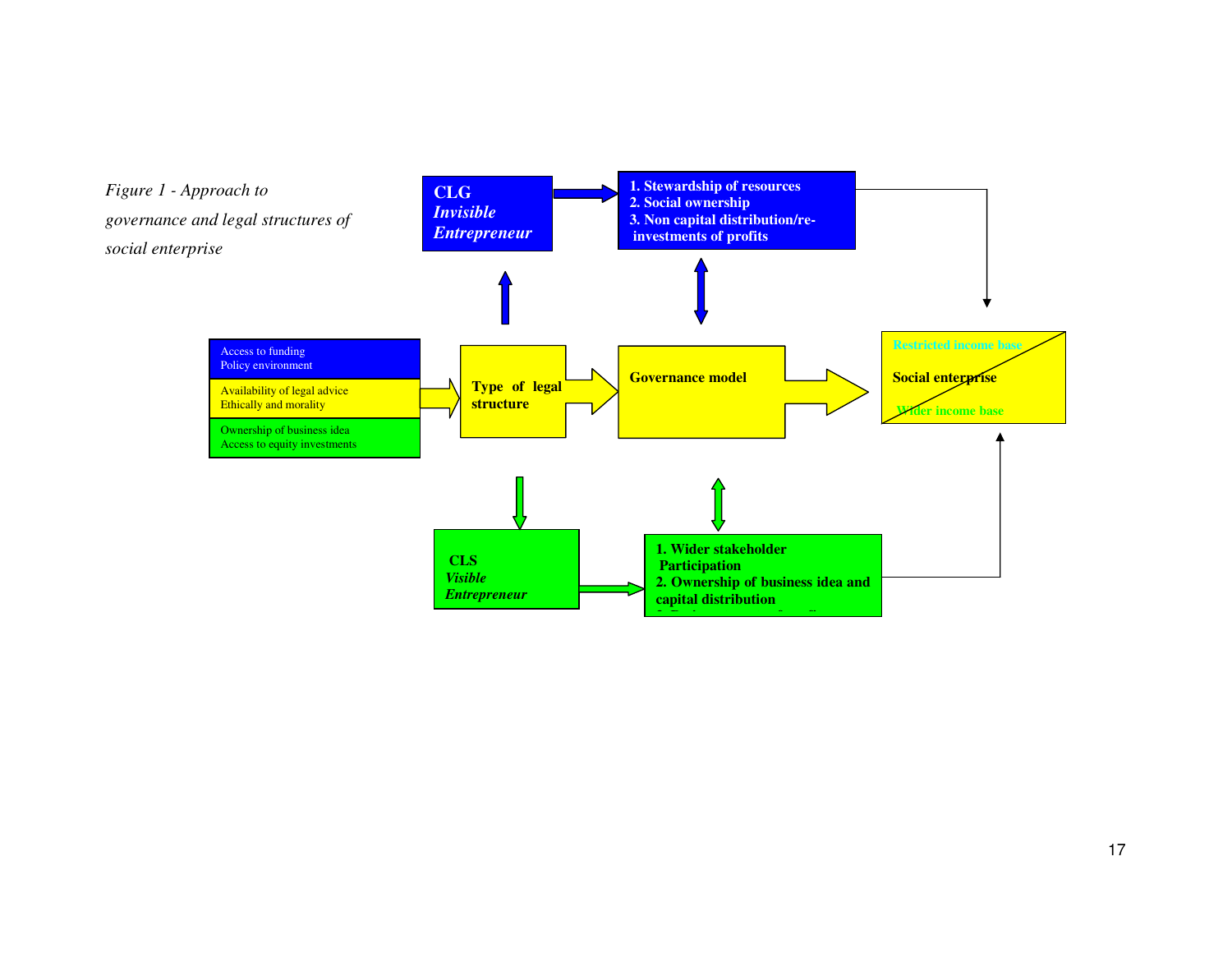*Figure 1 - Approach to governance and legal structures of social enterprise*

Access to funding
Policy environment

Availability of legal advice
Ethically and morality

Ownership of business idea
Access to equity investments

**Type of legal structure**

**Governance model**

**CLG**
***Invisible Entrepreneur***

**1. Stewardship of resources**
**2. Social ownership**
**3. Non capital distribution/re-investments of profits**

**CLS**
***Visible Entrepreneur***

**1. Wider stakeholder Participation**
**2. Ownership of business idea and capital distribution**

**Restricted income base**
**Social enterprise**
**Wider income base**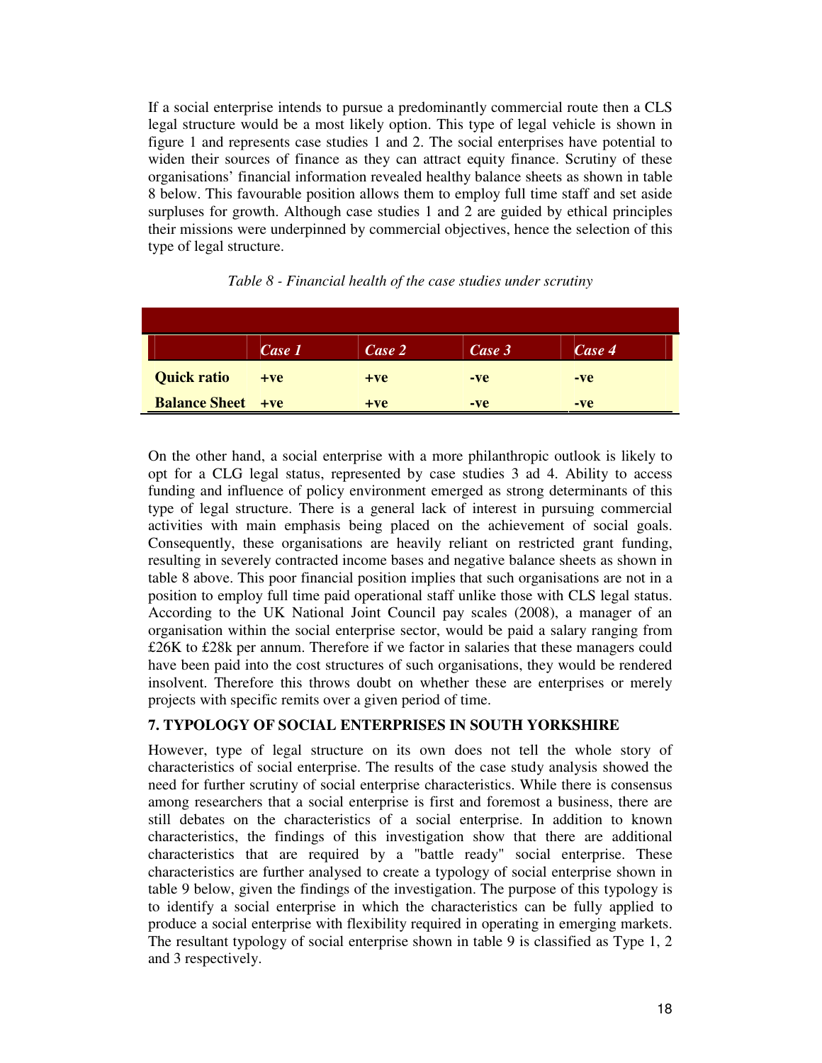If a social enterprise intends to pursue a predominantly commercial route then a CLS legal structure would be a most likely option. This type of legal vehicle is shown in figure 1 and represents case studies 1 and 2. The social enterprises have potential to widen their sources of finance as they can attract equity finance. Scrutiny of these organisations' financial information revealed healthy balance sheets as shown in table 8 below. This favourable position allows them to employ full time staff and set aside surpluses for growth. Although case studies 1 and 2 are guided by ethical principles their missions were underpinned by commercial objectives, hence the selection of this type of legal structure.

*Table 8 - Financial health of the case studies under scrutiny*

| | *Case 1* | *Case 2* | *Case 3* | *Case 4* |
|---|---|---|---|---|
| **Quick ratio** | **+ve** | **+ve** | **-ve** | **-ve** |
| **Balance Sheet** | **+ve** | **+ve** | **-ve** | **-ve** |

On the other hand, a social enterprise with a more philanthropic outlook is likely to opt for a CLG legal status, represented by case studies 3 ad 4. Ability to access funding and influence of policy environment emerged as strong determinants of this type of legal structure. There is a general lack of interest in pursuing commercial activities with main emphasis being placed on the achievement of social goals. Consequently, these organisations are heavily reliant on restricted grant funding, resulting in severely contracted income bases and negative balance sheets as shown in table 8 above. This poor financial position implies that such organisations are not in a position to employ full time paid operational staff unlike those with CLS legal status. According to the UK National Joint Council pay scales (2008), a manager of an organisation within the social enterprise sector, would be paid a salary ranging from £26K to £28k per annum. Therefore if we factor in salaries that these managers could have been paid into the cost structures of such organisations, they would be rendered insolvent. Therefore this throws doubt on whether these are enterprises or merely projects with specific remits over a given period of time.

## 7. TYPOLOGY OF SOCIAL ENTERPRISES IN SOUTH YORKSHIRE

However, type of legal structure on its own does not tell the whole story of characteristics of social enterprise. The results of the case study analysis showed the need for further scrutiny of social enterprise characteristics. While there is consensus among researchers that a social enterprise is first and foremost a business, there are still debates on the characteristics of a social enterprise. In addition to known characteristics, the findings of this investigation show that there are additional characteristics that are required by a "battle ready" social enterprise. These characteristics are further analysed to create a typology of social enterprise shown in table 9 below, given the findings of the investigation. The purpose of this typology is to identify a social enterprise in which the characteristics can be fully applied to produce a social enterprise with flexibility required in operating in emerging markets. The resultant typology of social enterprise shown in table 9 is classified as Type 1, 2 and 3 respectively.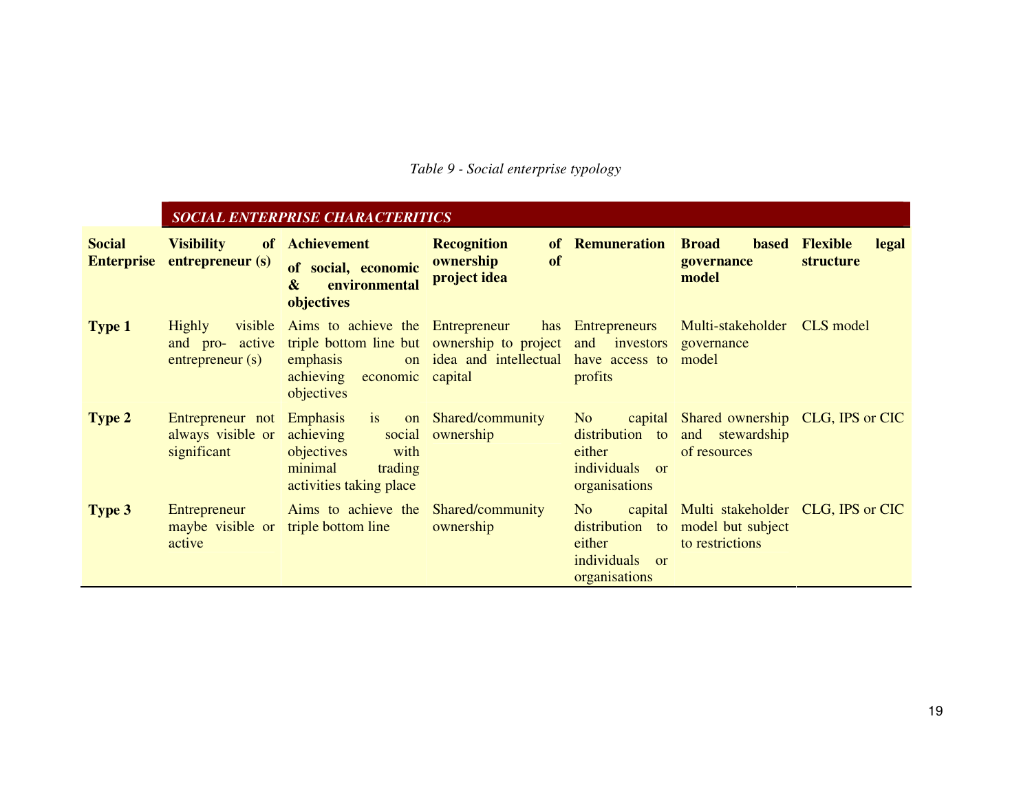*Table 9 - Social enterprise typology*

| | *SOCIAL ENTERPRISE CHARACTERITICS* | | | | | |
|---|---|---|---|---|---|---|
| **Social Enterprise** | **Visibility of entrepreneur (s)** | **Achievement of social, economic & environmental objectives** | **Recognition of ownership of project idea** | **Remuneration** | **Broad based governance model** | **Flexible legal structure** |
| **Type 1** | Highly visible and pro- active entrepreneur (s) | Aims to achieve the triple bottom line but emphasis on achieving economic objectives | Entrepreneur has ownership to project idea and intellectual capital | Entrepreneurs and investors have access to profits | Multi-stakeholder governance model | CLS model |
| **Type 2** | Entrepreneur not always visible or significant | Emphasis is on achieving social objectives with minimal trading activities taking place | Shared/community ownership | No capital distribution to either individuals or organisations | Shared ownership and stewardship of resources | CLG, IPS or CIC |
| **Type 3** | Entrepreneur maybe visible or active | Aims to achieve the triple bottom line | Shared/community ownership | No capital distribution to either individuals or organisations | Multi stakeholder model but subject to restrictions | CLG, IPS or CIC |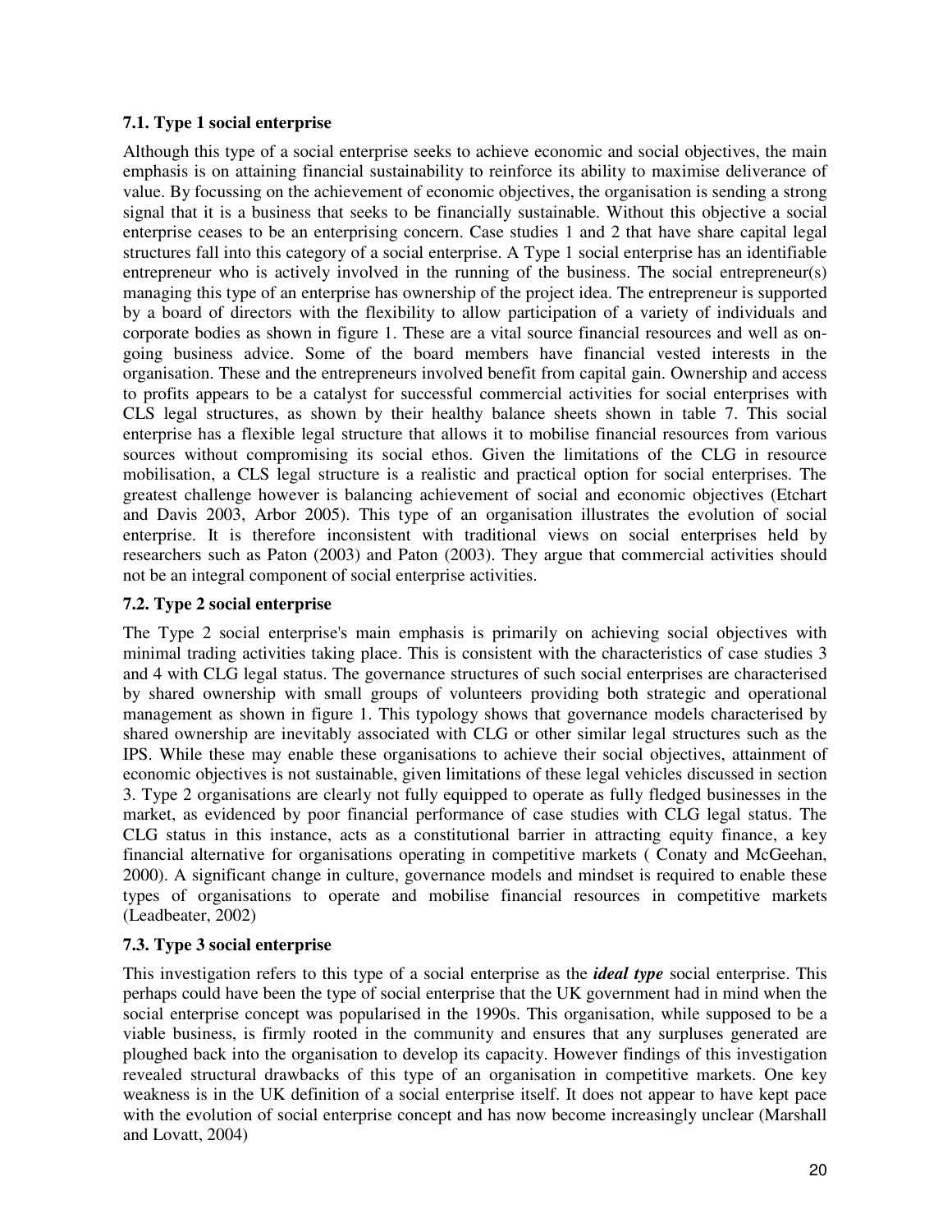### 7.1. Type 1 social enterprise

Although this type of a social enterprise seeks to achieve economic and social objectives, the main emphasis is on attaining financial sustainability to reinforce its ability to maximise deliverance of value. By focussing on the achievement of economic objectives, the organisation is sending a strong signal that it is a business that seeks to be financially sustainable. Without this objective a social enterprise ceases to be an enterprising concern. Case studies 1 and 2 that have share capital legal structures fall into this category of a social enterprise. A Type 1 social enterprise has an identifiable entrepreneur who is actively involved in the running of the business. The social entrepreneur(s) managing this type of an enterprise has ownership of the project idea. The entrepreneur is supported by a board of directors with the flexibility to allow participation of a variety of individuals and corporate bodies as shown in figure 1. These are a vital source financial resources and well as on-going business advice. Some of the board members have financial vested interests in the organisation. These and the entrepreneurs involved benefit from capital gain. Ownership and access to profits appears to be a catalyst for successful commercial activities for social enterprises with CLS legal structures, as shown by their healthy balance sheets shown in table 7. This social enterprise has a flexible legal structure that allows it to mobilise financial resources from various sources without compromising its social ethos. Given the limitations of the CLG in resource mobilisation, a CLS legal structure is a realistic and practical option for social enterprises. The greatest challenge however is balancing achievement of social and economic objectives (Etchart and Davis 2003, Arbor 2005). This type of an organisation illustrates the evolution of social enterprise. It is therefore inconsistent with traditional views on social enterprises held by researchers such as Paton (2003) and Paton (2003). They argue that commercial activities should not be an integral component of social enterprise activities.

### 7.2. Type 2 social enterprise

The Type 2 social enterprise's main emphasis is primarily on achieving social objectives with minimal trading activities taking place. This is consistent with the characteristics of case studies 3 and 4 with CLG legal status. The governance structures of such social enterprises are characterised by shared ownership with small groups of volunteers providing both strategic and operational management as shown in figure 1. This typology shows that governance models characterised by shared ownership are inevitably associated with CLG or other similar legal structures such as the IPS. While these may enable these organisations to achieve their social objectives, attainment of economic objectives is not sustainable, given limitations of these legal vehicles discussed in section 3. Type 2 organisations are clearly not fully equipped to operate as fully fledged businesses in the market, as evidenced by poor financial performance of case studies with CLG legal status. The CLG status in this instance, acts as a constitutional barrier in attracting equity finance, a key financial alternative for organisations operating in competitive markets ( Conaty and McGeehan, 2000). A significant change in culture, governance models and mindset is required to enable these types of organisations to operate and mobilise financial resources in competitive markets (Leadbeater, 2002)

### 7.3. Type 3 social enterprise

This investigation refers to this type of a social enterprise as the ***ideal type*** social enterprise. This perhaps could have been the type of social enterprise that the UK government had in mind when the social enterprise concept was popularised in the 1990s. This organisation, while supposed to be a viable business, is firmly rooted in the community and ensures that any surpluses generated are ploughed back into the organisation to develop its capacity. However findings of this investigation revealed structural drawbacks of this type of an organisation in competitive markets. One key weakness is in the UK definition of a social enterprise itself. It does not appear to have kept pace with the evolution of social enterprise concept and has now become increasingly unclear (Marshall and Lovatt, 2004)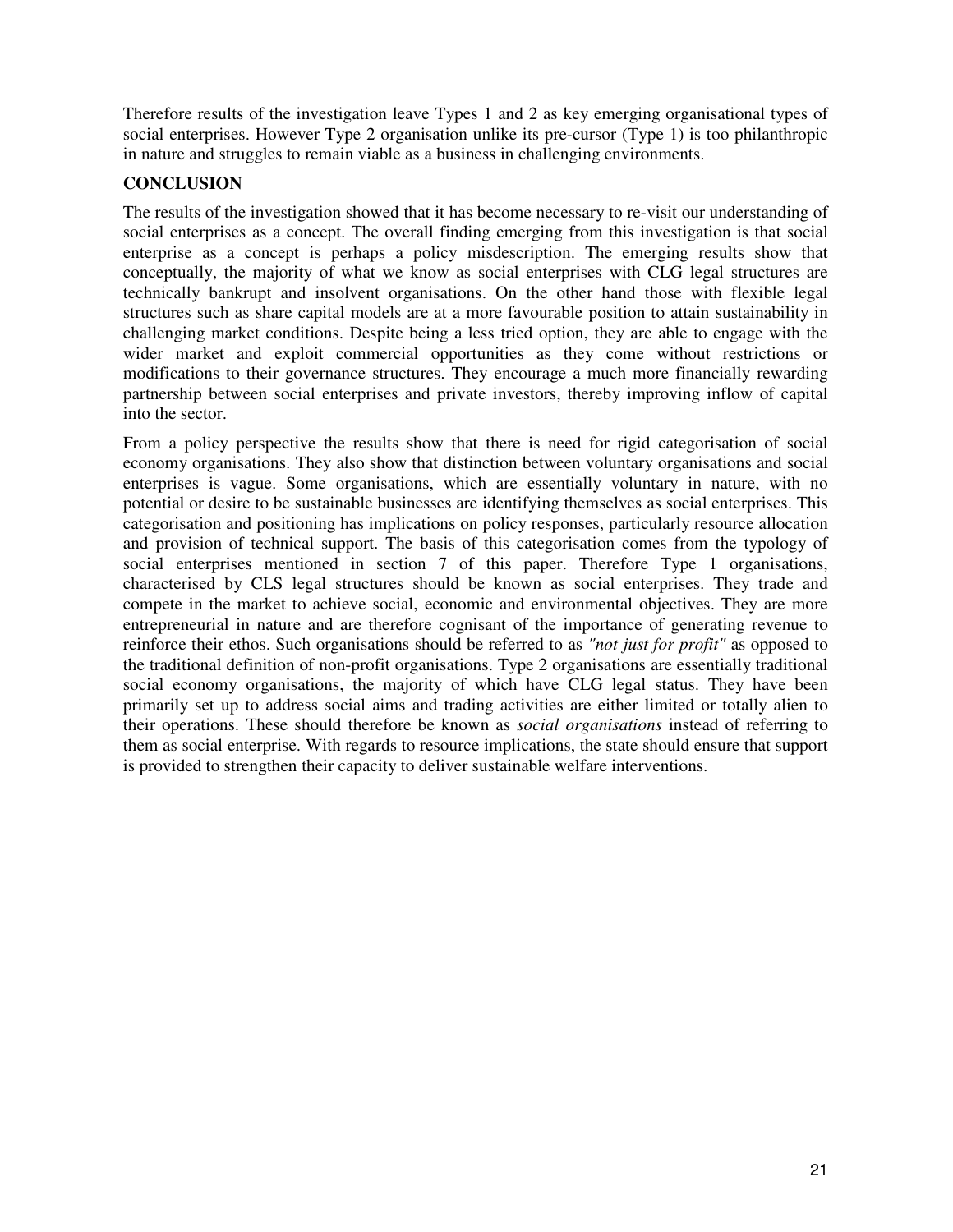Therefore results of the investigation leave Types 1 and 2 as key emerging organisational types of social enterprises. However Type 2 organisation unlike its pre-cursor (Type 1) is too philanthropic in nature and struggles to remain viable as a business in challenging environments.

## CONCLUSION

The results of the investigation showed that it has become necessary to re-visit our understanding of social enterprises as a concept. The overall finding emerging from this investigation is that social enterprise as a concept is perhaps a policy misdescription. The emerging results show that conceptually, the majority of what we know as social enterprises with CLG legal structures are technically bankrupt and insolvent organisations. On the other hand those with flexible legal structures such as share capital models are at a more favourable position to attain sustainability in challenging market conditions. Despite being a less tried option, they are able to engage with the wider market and exploit commercial opportunities as they come without restrictions or modifications to their governance structures. They encourage a much more financially rewarding partnership between social enterprises and private investors, thereby improving inflow of capital into the sector.

From a policy perspective the results show that there is need for rigid categorisation of social economy organisations. They also show that distinction between voluntary organisations and social enterprises is vague. Some organisations, which are essentially voluntary in nature, with no potential or desire to be sustainable businesses are identifying themselves as social enterprises. This categorisation and positioning has implications on policy responses, particularly resource allocation and provision of technical support. The basis of this categorisation comes from the typology of social enterprises mentioned in section 7 of this paper. Therefore Type 1 organisations, characterised by CLS legal structures should be known as social enterprises. They trade and compete in the market to achieve social, economic and environmental objectives. They are more entrepreneurial in nature and are therefore cognisant of the importance of generating revenue to reinforce their ethos. Such organisations should be referred to as *"not just for profit"* as opposed to the traditional definition of non-profit organisations. Type 2 organisations are essentially traditional social economy organisations, the majority of which have CLG legal status. They have been primarily set up to address social aims and trading activities are either limited or totally alien to their operations. These should therefore be known as *social organisations* instead of referring to them as social enterprise. With regards to resource implications, the state should ensure that support is provided to strengthen their capacity to deliver sustainable welfare interventions.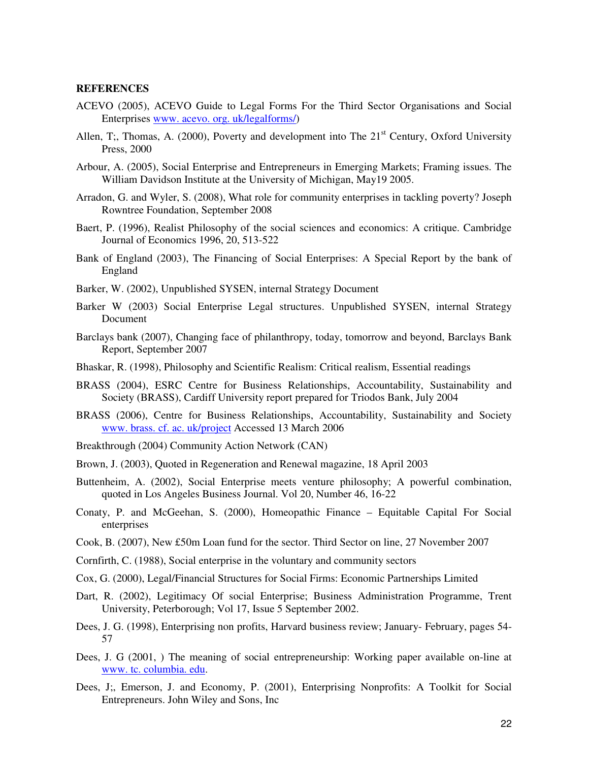**REFERENCES**

ACEVO (2005), ACEVO Guide to Legal Forms For the Third Sector Organisations and Social Enterprises www. acevo. org. uk/legalforms/)

Allen, T;, Thomas, A. (2000), Poverty and development into The 21st Century, Oxford University Press, 2000

Arbour, A. (2005), Social Enterprise and Entrepreneurs in Emerging Markets; Framing issues. The William Davidson Institute at the University of Michigan, May19 2005.

Arradon, G. and Wyler, S. (2008), What role for community enterprises in tackling poverty? Joseph Rowntree Foundation, September 2008

Baert, P. (1996), Realist Philosophy of the social sciences and economics: A critique. Cambridge Journal of Economics 1996, 20, 513-522

Bank of England (2003), The Financing of Social Enterprises: A Special Report by the bank of England

Barker, W. (2002), Unpublished SYSEN, internal Strategy Document

Barker W (2003) Social Enterprise Legal structures. Unpublished SYSEN, internal Strategy Document

Barclays bank (2007), Changing face of philanthropy, today, tomorrow and beyond, Barclays Bank Report, September 2007

Bhaskar, R. (1998), Philosophy and Scientific Realism: Critical realism, Essential readings

BRASS (2004), ESRC Centre for Business Relationships, Accountability, Sustainability and Society (BRASS), Cardiff University report prepared for Triodos Bank, July 2004

BRASS (2006), Centre for Business Relationships, Accountability, Sustainability and Society www. brass. cf. ac. uk/project Accessed 13 March 2006

Breakthrough (2004) Community Action Network (CAN)

Brown, J. (2003), Quoted in Regeneration and Renewal magazine, 18 April 2003

Buttenheim, A. (2002), Social Enterprise meets venture philosophy; A powerful combination, quoted in Los Angeles Business Journal. Vol 20, Number 46, 16-22

Conaty, P. and McGeehan, S. (2000), Homeopathic Finance – Equitable Capital For Social enterprises

Cook, B. (2007), New £50m Loan fund for the sector. Third Sector on line, 27 November 2007

Cornfirth, C. (1988), Social enterprise in the voluntary and community sectors

Cox, G. (2000), Legal/Financial Structures for Social Firms: Economic Partnerships Limited

Dart, R. (2002), Legitimacy Of social Enterprise; Business Administration Programme, Trent University, Peterborough; Vol 17, Issue 5 September 2002.

Dees, J. G. (1998), Enterprising non profits, Harvard business review; January- February, pages 54-57

Dees, J. G (2001, ) The meaning of social entrepreneurship: Working paper available on-line at www. tc. columbia. edu.

Dees, J;, Emerson, J. and Economy, P. (2001), Enterprising Nonprofits: A Toolkit for Social Entrepreneurs. John Wiley and Sons, Inc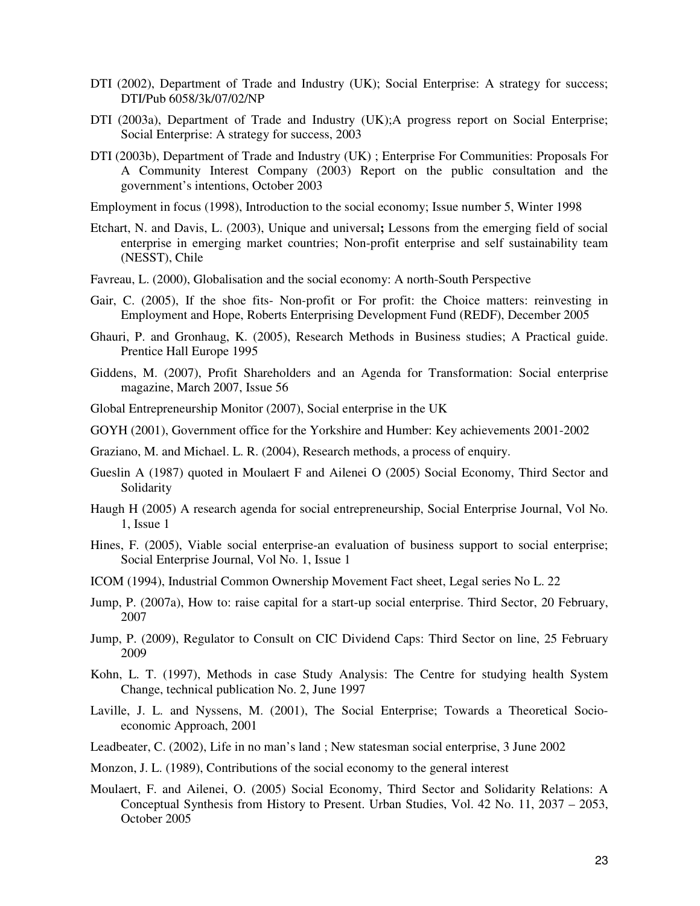DTI (2002), Department of Trade and Industry (UK); Social Enterprise: A strategy for success; DTI/Pub 6058/3k/07/02/NP

DTI (2003a), Department of Trade and Industry (UK);A progress report on Social Enterprise; Social Enterprise: A strategy for success, 2003

DTI (2003b), Department of Trade and Industry (UK) ; Enterprise For Communities: Proposals For A Community Interest Company (2003) Report on the public consultation and the government's intentions, October 2003

Employment in focus (1998), Introduction to the social economy; Issue number 5, Winter 1998

Etchart, N. and Davis, L. (2003), Unique and universal**;** Lessons from the emerging field of social enterprise in emerging market countries; Non-profit enterprise and self sustainability team (NESST), Chile

Favreau, L. (2000), Globalisation and the social economy: A north-South Perspective

Gair, C. (2005), If the shoe fits- Non-profit or For profit: the Choice matters: reinvesting in Employment and Hope, Roberts Enterprising Development Fund (REDF), December 2005

Ghauri, P. and Gronhaug, K. (2005), Research Methods in Business studies; A Practical guide. Prentice Hall Europe 1995

Giddens, M. (2007), Profit Shareholders and an Agenda for Transformation: Social enterprise magazine, March 2007, Issue 56

Global Entrepreneurship Monitor (2007), Social enterprise in the UK

GOYH (2001), Government office for the Yorkshire and Humber: Key achievements 2001-2002

Graziano, M. and Michael. L. R. (2004), Research methods, a process of enquiry.

Gueslin A (1987) quoted in Moulaert F and Ailenei O (2005) Social Economy, Third Sector and Solidarity

Haugh H (2005) A research agenda for social entrepreneurship, Social Enterprise Journal, Vol No. 1, Issue 1

Hines, F. (2005), Viable social enterprise-an evaluation of business support to social enterprise; Social Enterprise Journal, Vol No. 1, Issue 1

ICOM (1994), Industrial Common Ownership Movement Fact sheet, Legal series No L. 22

Jump, P. (2007a), How to: raise capital for a start-up social enterprise. Third Sector, 20 February, 2007

Jump, P. (2009), Regulator to Consult on CIC Dividend Caps: Third Sector on line, 25 February 2009

Kohn, L. T. (1997), Methods in case Study Analysis: The Centre for studying health System Change, technical publication No. 2, June 1997

Laville, J. L. and Nyssens, M. (2001), The Social Enterprise; Towards a Theoretical Socio-economic Approach, 2001

Leadbeater, C. (2002), Life in no man's land ; New statesman social enterprise, 3 June 2002

Monzon, J. L. (1989), Contributions of the social economy to the general interest

Moulaert, F. and Ailenei, O. (2005) Social Economy, Third Sector and Solidarity Relations: A Conceptual Synthesis from History to Present. Urban Studies, Vol. 42 No. 11, 2037 – 2053, October 2005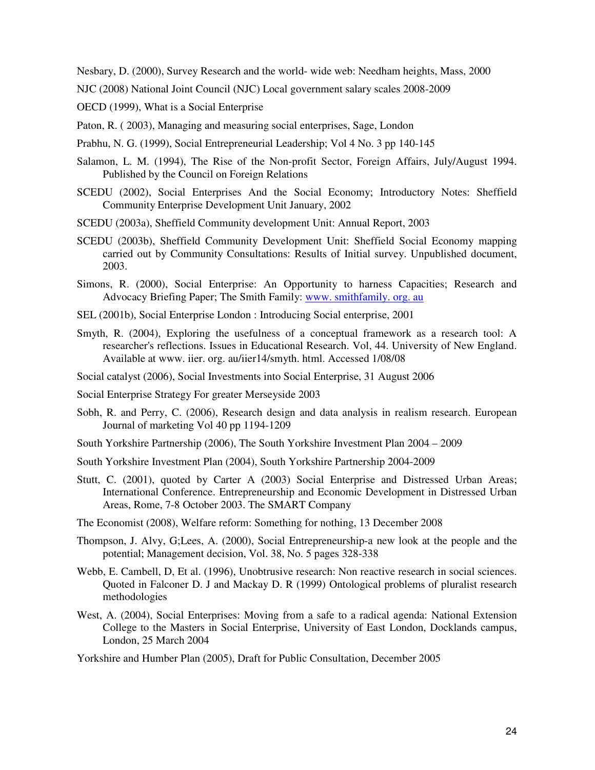Nesbary, D. (2000), Survey Research and the world- wide web: Needham heights, Mass, 2000

NJC (2008) National Joint Council (NJC) Local government salary scales 2008-2009

OECD (1999), What is a Social Enterprise

Paton, R. ( 2003), Managing and measuring social enterprises, Sage, London

Prabhu, N. G. (1999), Social Entrepreneurial Leadership; Vol 4 No. 3 pp 140-145

Salamon, L. M. (1994), The Rise of the Non-profit Sector, Foreign Affairs, July/August 1994. Published by the Council on Foreign Relations

SCEDU (2002), Social Enterprises And the Social Economy; Introductory Notes: Sheffield Community Enterprise Development Unit January, 2002

SCEDU (2003a), Sheffield Community development Unit: Annual Report, 2003

SCEDU (2003b), Sheffield Community Development Unit: Sheffield Social Economy mapping carried out by Community Consultations: Results of Initial survey. Unpublished document, 2003.

Simons, R. (2000), Social Enterprise: An Opportunity to harness Capacities; Research and Advocacy Briefing Paper; The Smith Family: www. smithfamily. org. au

SEL (2001b), Social Enterprise London : Introducing Social enterprise, 2001

Smyth, R. (2004), Exploring the usefulness of a conceptual framework as a research tool: A researcher's reflections. Issues in Educational Research. Vol, 44. University of New England. Available at www. iier. org. au/iier14/smyth. html. Accessed 1/08/08

Social catalyst (2006), Social Investments into Social Enterprise, 31 August 2006

Social Enterprise Strategy For greater Merseyside 2003

Sobh, R. and Perry, C. (2006), Research design and data analysis in realism research. European Journal of marketing Vol 40 pp 1194-1209

South Yorkshire Partnership (2006), The South Yorkshire Investment Plan 2004 – 2009

South Yorkshire Investment Plan (2004), South Yorkshire Partnership 2004-2009

Stutt, C. (2001), quoted by Carter A (2003) Social Enterprise and Distressed Urban Areas; International Conference. Entrepreneurship and Economic Development in Distressed Urban Areas, Rome, 7-8 October 2003. The SMART Company

The Economist (2008), Welfare reform: Something for nothing, 13 December 2008

Thompson, J. Alvy, G;Lees, A. (2000), Social Entrepreneurship-a new look at the people and the potential; Management decision, Vol. 38, No. 5 pages 328-338

Webb, E. Cambell, D, Et al. (1996), Unobtrusive research: Non reactive research in social sciences. Quoted in Falconer D. J and Mackay D. R (1999) Ontological problems of pluralist research methodologies

West, A. (2004), Social Enterprises: Moving from a safe to a radical agenda: National Extension College to the Masters in Social Enterprise, University of East London, Docklands campus, London, 25 March 2004

Yorkshire and Humber Plan (2005), Draft for Public Consultation, December 2005